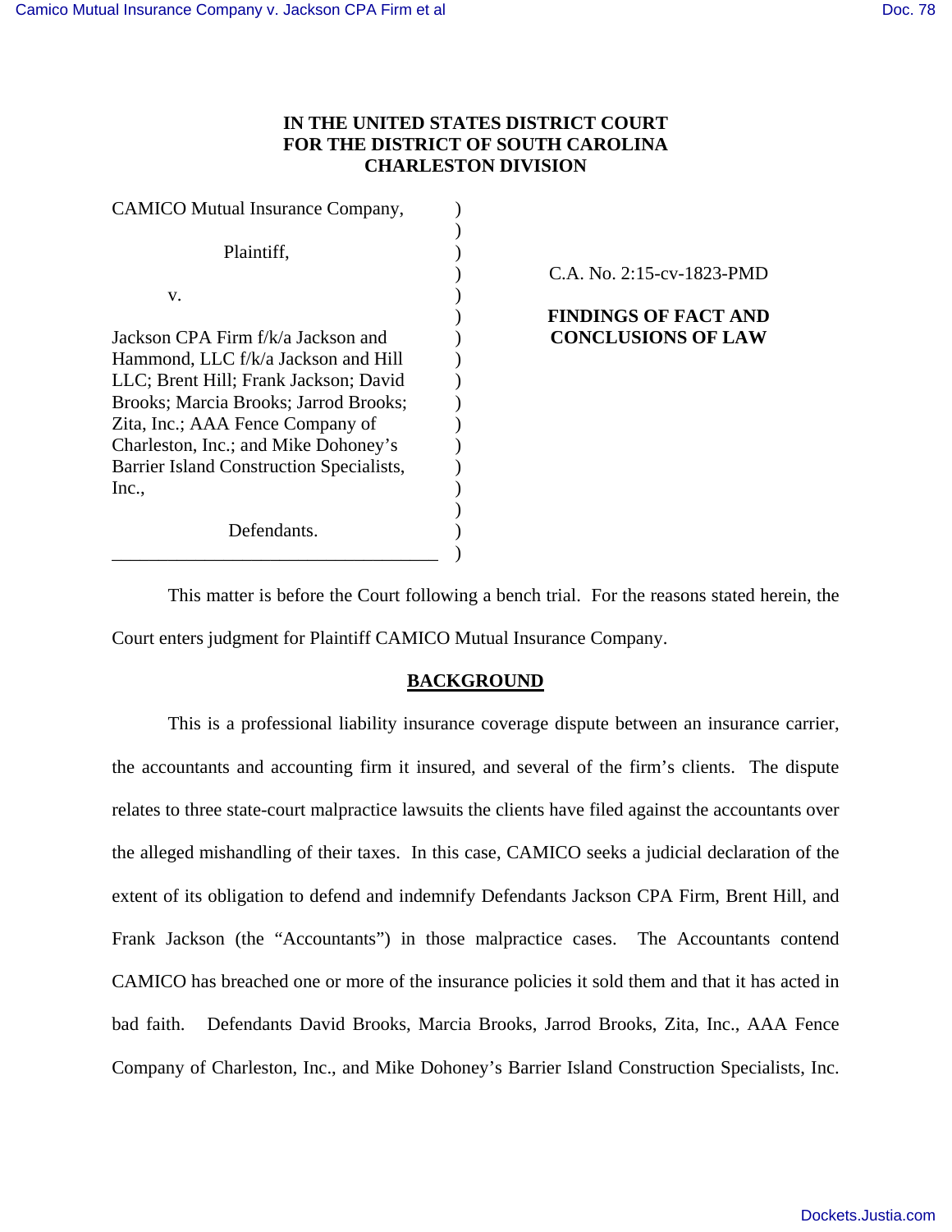**IN THE UNITED STATES DISTRICT COURT**
**FOR THE DISTRICT OF SOUTH CAROLINA**
**CHARLESTON DIVISION**

CAMICO Mutual Insurance Company,

Plaintiff,

v.

Jackson CPA Firm f/k/a Jackson and Hammond, LLC f/k/a Jackson and Hill LLC; Brent Hill; Frank Jackson; David Brooks; Marcia Brooks; Jarrod Brooks; Zita, Inc.; AAA Fence Company of Charleston, Inc.; and Mike Dohoney's Barrier Island Construction Specialists, Inc.,

Defendants.

C.A. No. 2:15-cv-1823-PMD

**FINDINGS OF FACT AND CONCLUSIONS OF LAW**

This matter is before the Court following a bench trial. For the reasons stated herein, the Court enters judgment for Plaintiff CAMICO Mutual Insurance Company.

## BACKGROUND

This is a professional liability insurance coverage dispute between an insurance carrier, the accountants and accounting firm it insured, and several of the firm's clients. The dispute relates to three state-court malpractice lawsuits the clients have filed against the accountants over the alleged mishandling of their taxes. In this case, CAMICO seeks a judicial declaration of the extent of its obligation to defend and indemnify Defendants Jackson CPA Firm, Brent Hill, and Frank Jackson (the "Accountants") in those malpractice cases. The Accountants contend CAMICO has breached one or more of the insurance policies it sold them and that it has acted in bad faith. Defendants David Brooks, Marcia Brooks, Jarrod Brooks, Zita, Inc., AAA Fence Company of Charleston, Inc., and Mike Dohoney's Barrier Island Construction Specialists, Inc.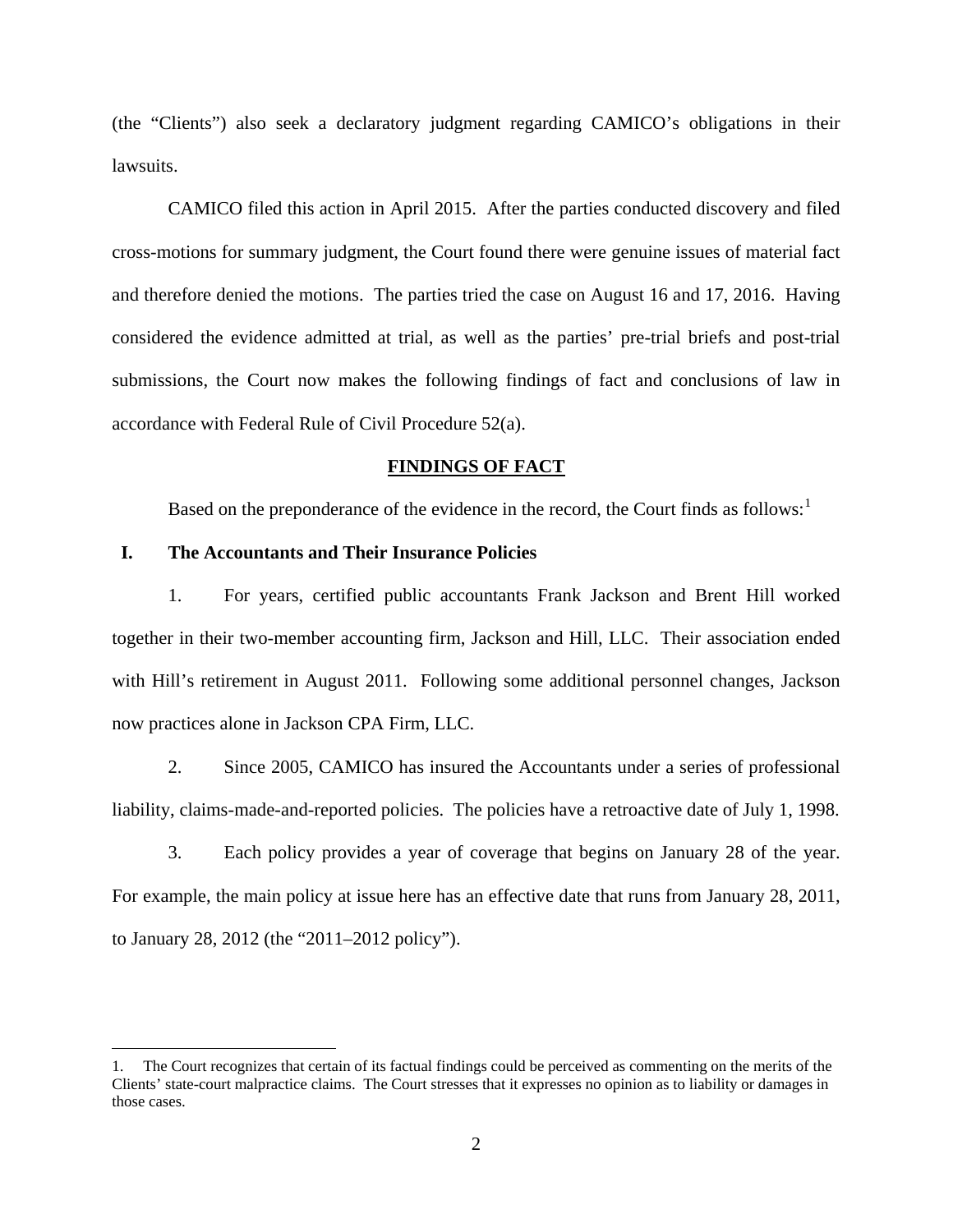(the “Clients”) also seek a declaratory judgment regarding CAMICO’s obligations in their lawsuits.

CAMICO filed this action in April 2015. After the parties conducted discovery and filed cross-motions for summary judgment, the Court found there were genuine issues of material fact and therefore denied the motions. The parties tried the case on August 16 and 17, 2016. Having considered the evidence admitted at trial, as well as the parties’ pre-trial briefs and post-trial submissions, the Court now makes the following findings of fact and conclusions of law in accordance with Federal Rule of Civil Procedure 52(a).

## FINDINGS OF FACT

Based on the preponderance of the evidence in the record, the Court finds as follows:[1]

### I. The Accountants and Their Insurance Policies

1. For years, certified public accountants Frank Jackson and Brent Hill worked together in their two-member accounting firm, Jackson and Hill, LLC. Their association ended with Hill’s retirement in August 2011. Following some additional personnel changes, Jackson now practices alone in Jackson CPA Firm, LLC.

2. Since 2005, CAMICO has insured the Accountants under a series of professional liability, claims-made-and-reported policies. The policies have a retroactive date of July 1, 1998.

3. Each policy provides a year of coverage that begins on January 28 of the year. For example, the main policy at issue here has an effective date that runs from January 28, 2011, to January 28, 2012 (the “2011–2012 policy”).

---

1. The Court recognizes that certain of its factual findings could be perceived as commenting on the merits of the Clients’ state-court malpractice claims. The Court stresses that it expresses no opinion as to liability or damages in those cases.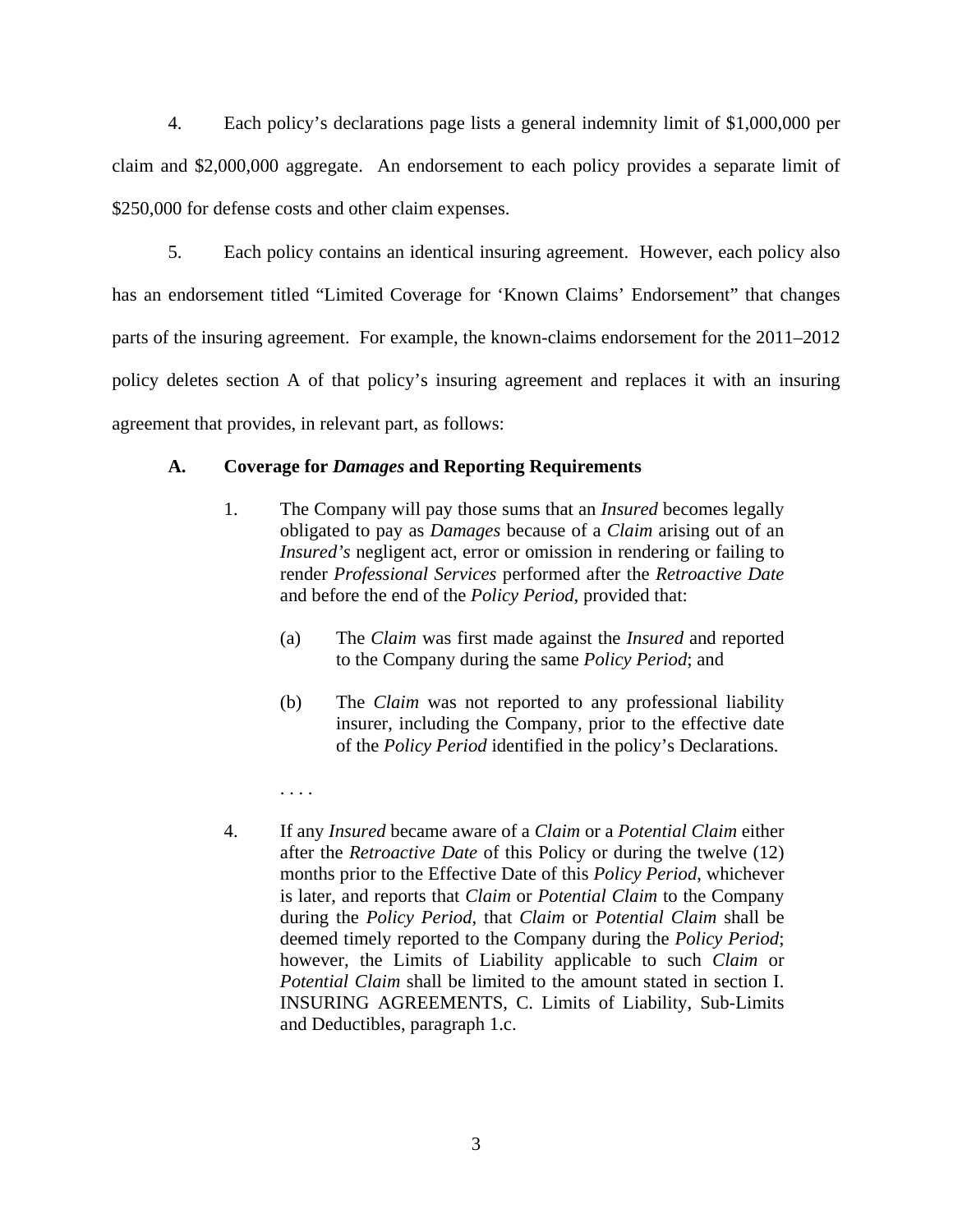4. Each policy's declarations page lists a general indemnity limit of $1,000,000 per claim and $2,000,000 aggregate. An endorsement to each policy provides a separate limit of $250,000 for defense costs and other claim expenses.

5. Each policy contains an identical insuring agreement. However, each policy also has an endorsement titled "Limited Coverage for 'Known Claims' Endorsement" that changes parts of the insuring agreement. For example, the known-claims endorsement for the 2011–2012 policy deletes section A of that policy's insuring agreement and replaces it with an insuring agreement that provides, in relevant part, as follows:

> **A. Coverage for *Damages* and Reporting Requirements**
>
> 1. The Company will pay those sums that an *Insured* becomes legally obligated to pay as *Damages* because of a *Claim* arising out of an *Insured's* negligent act, error or omission in rendering or failing to render *Professional Services* performed after the *Retroactive Date* and before the end of the *Policy Period*, provided that:
>
>     (a) The *Claim* was first made against the *Insured* and reported to the Company during the same *Policy Period*; and
>
>     (b) The *Claim* was not reported to any professional liability insurer, including the Company, prior to the effective date of the *Policy Period* identified in the policy's Declarations.
>
> . . . .
>
> 4. If any *Insured* became aware of a *Claim* or a *Potential Claim* either after the *Retroactive Date* of this Policy or during the twelve (12) months prior to the Effective Date of this *Policy Period*, whichever is later, and reports that *Claim* or *Potential Claim* to the Company during the *Policy Period*, that *Claim* or *Potential Claim* shall be deemed timely reported to the Company during the *Policy Period*; however, the Limits of Liability applicable to such *Claim* or *Potential Claim* shall be limited to the amount stated in section I. INSURING AGREEMENTS, C. Limits of Liability, Sub-Limits and Deductibles, paragraph 1.c.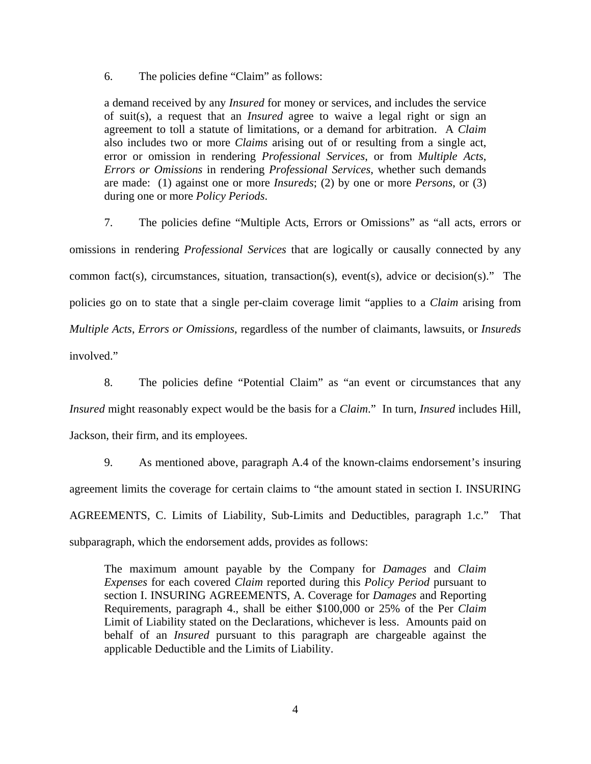6. The policies define "Claim" as follows:

> a demand received by any *Insured* for money or services, and includes the service of suit(s), a request that an *Insured* agree to waive a legal right or sign an agreement to toll a statute of limitations, or a demand for arbitration. A *Claim* also includes two or more *Claims* arising out of or resulting from a single act, error or omission in rendering *Professional Services*, or from *Multiple Acts, Errors or Omissions* in rendering *Professional Services*, whether such demands are made: (1) against one or more *Insureds*; (2) by one or more *Persons*, or (3) during one or more *Policy Periods*.

7. The policies define "Multiple Acts, Errors or Omissions" as "all acts, errors or omissions in rendering *Professional Services* that are logically or causally connected by any common fact(s), circumstances, situation, transaction(s), event(s), advice or decision(s)." The policies go on to state that a single per-claim coverage limit "applies to a *Claim* arising from *Multiple Acts*, *Errors or Omissions*, regardless of the number of claimants, lawsuits, or *Insureds* involved."

8. The policies define "Potential Claim" as "an event or circumstances that any *Insured* might reasonably expect would be the basis for a *Claim*." In turn, *Insured* includes Hill, Jackson, their firm, and its employees.

9. As mentioned above, paragraph A.4 of the known-claims endorsement's insuring agreement limits the coverage for certain claims to "the amount stated in section I. INSURING AGREEMENTS, C. Limits of Liability, Sub-Limits and Deductibles, paragraph 1.c." That subparagraph, which the endorsement adds, provides as follows:

> The maximum amount payable by the Company for *Damages* and *Claim Expenses* for each covered *Claim* reported during this *Policy Period* pursuant to section I. INSURING AGREEMENTS, A. Coverage for *Damages* and Reporting Requirements, paragraph 4., shall be either $100,000 or 25% of the Per *Claim* Limit of Liability stated on the Declarations, whichever is less. Amounts paid on behalf of an *Insured* pursuant to this paragraph are chargeable against the applicable Deductible and the Limits of Liability.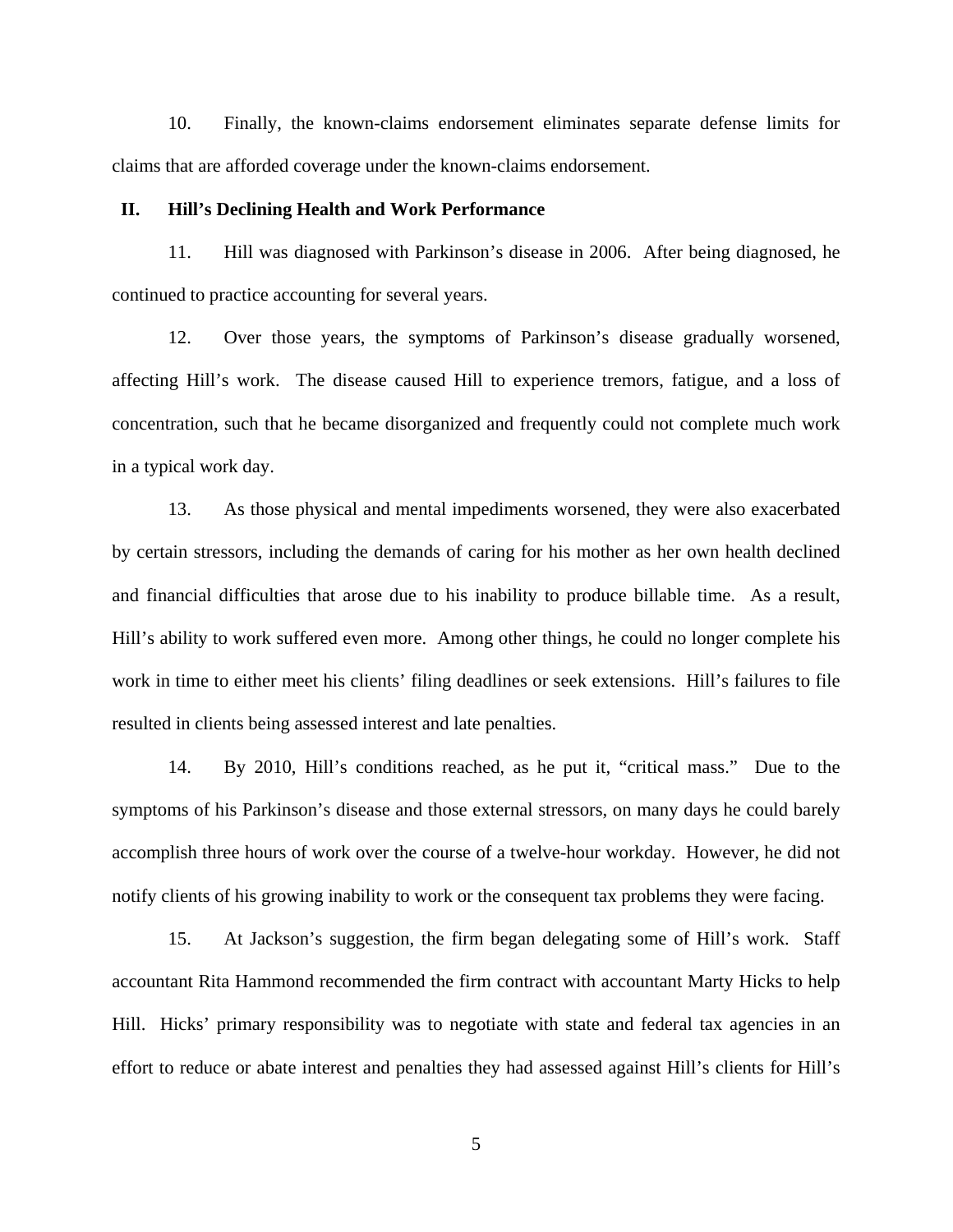10. Finally, the known-claims endorsement eliminates separate defense limits for claims that are afforded coverage under the known-claims endorsement.

## II. Hill's Declining Health and Work Performance

11. Hill was diagnosed with Parkinson's disease in 2006. After being diagnosed, he continued to practice accounting for several years.

12. Over those years, the symptoms of Parkinson's disease gradually worsened, affecting Hill's work. The disease caused Hill to experience tremors, fatigue, and a loss of concentration, such that he became disorganized and frequently could not complete much work in a typical work day.

13. As those physical and mental impediments worsened, they were also exacerbated by certain stressors, including the demands of caring for his mother as her own health declined and financial difficulties that arose due to his inability to produce billable time. As a result, Hill's ability to work suffered even more. Among other things, he could no longer complete his work in time to either meet his clients' filing deadlines or seek extensions. Hill's failures to file resulted in clients being assessed interest and late penalties.

14. By 2010, Hill's conditions reached, as he put it, "critical mass." Due to the symptoms of his Parkinson's disease and those external stressors, on many days he could barely accomplish three hours of work over the course of a twelve-hour workday. However, he did not notify clients of his growing inability to work or the consequent tax problems they were facing.

15. At Jackson's suggestion, the firm began delegating some of Hill's work. Staff accountant Rita Hammond recommended the firm contract with accountant Marty Hicks to help Hill. Hicks' primary responsibility was to negotiate with state and federal tax agencies in an effort to reduce or abate interest and penalties they had assessed against Hill's clients for Hill's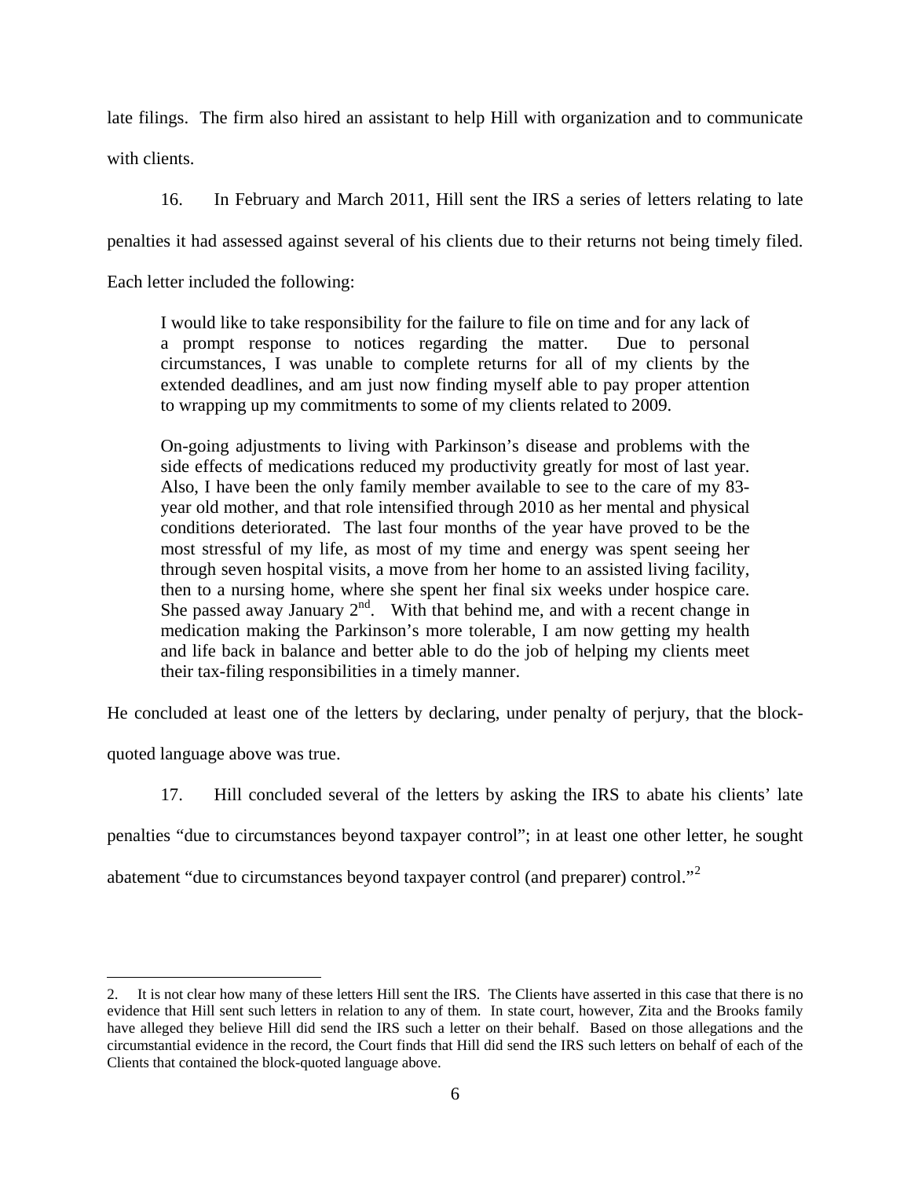late filings. The firm also hired an assistant to help Hill with organization and to communicate with clients.

16. In February and March 2011, Hill sent the IRS a series of letters relating to late penalties it had assessed against several of his clients due to their returns not being timely filed. Each letter included the following:

> I would like to take responsibility for the failure to file on time and for any lack of a prompt response to notices regarding the matter. Due to personal circumstances, I was unable to complete returns for all of my clients by the extended deadlines, and am just now finding myself able to pay proper attention to wrapping up my commitments to some of my clients related to 2009.
>
> On-going adjustments to living with Parkinson's disease and problems with the side effects of medications reduced my productivity greatly for most of last year. Also, I have been the only family member available to see to the care of my 83-year old mother, and that role intensified through 2010 as her mental and physical conditions deteriorated. The last four months of the year have proved to be the most stressful of my life, as most of my time and energy was spent seeing her through seven hospital visits, a move from her home to an assisted living facility, then to a nursing home, where she spent her final six weeks under hospice care. She passed away January 2nd. With that behind me, and with a recent change in medication making the Parkinson's more tolerable, I am now getting my health and life back in balance and better able to do the job of helping my clients meet their tax-filing responsibilities in a timely manner.

He concluded at least one of the letters by declaring, under penalty of perjury, that the block-quoted language above was true.

17. Hill concluded several of the letters by asking the IRS to abate his clients' late penalties "due to circumstances beyond taxpayer control"; in at least one other letter, he sought abatement "due to circumstances beyond taxpayer control (and preparer) control."[2]

---

2. It is not clear how many of these letters Hill sent the IRS. The Clients have asserted in this case that there is no evidence that Hill sent such letters in relation to any of them. In state court, however, Zita and the Brooks family have alleged they believe Hill did send the IRS such a letter on their behalf. Based on those allegations and the circumstantial evidence in the record, the Court finds that Hill did send the IRS such letters on behalf of each of the Clients that contained the block-quoted language above.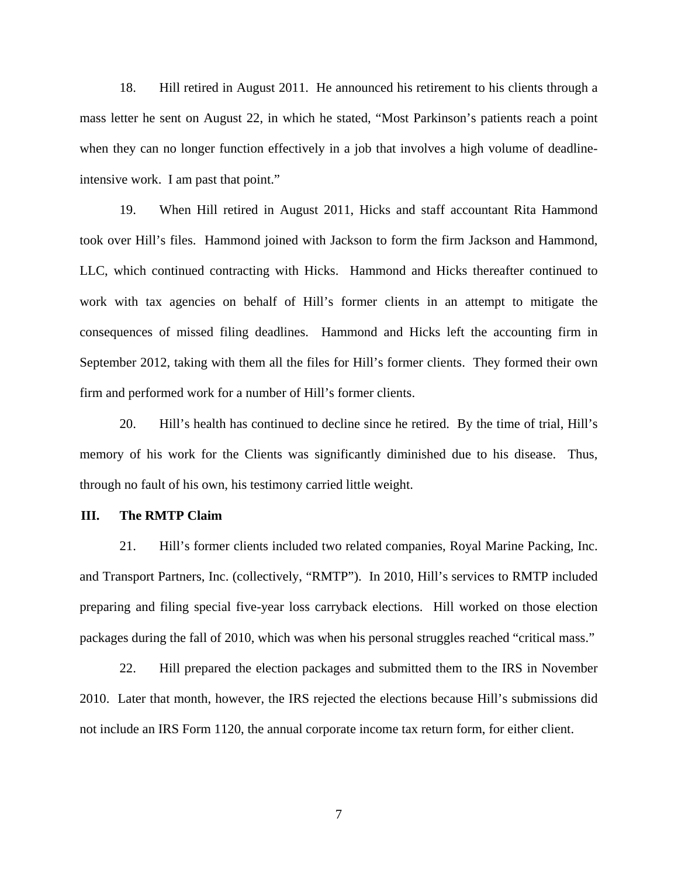18. Hill retired in August 2011. He announced his retirement to his clients through a mass letter he sent on August 22, in which he stated, "Most Parkinson's patients reach a point when they can no longer function effectively in a job that involves a high volume of deadline-intensive work. I am past that point."

19. When Hill retired in August 2011, Hicks and staff accountant Rita Hammond took over Hill's files. Hammond joined with Jackson to form the firm Jackson and Hammond, LLC, which continued contracting with Hicks. Hammond and Hicks thereafter continued to work with tax agencies on behalf of Hill's former clients in an attempt to mitigate the consequences of missed filing deadlines. Hammond and Hicks left the accounting firm in September 2012, taking with them all the files for Hill's former clients. They formed their own firm and performed work for a number of Hill's former clients.

20. Hill's health has continued to decline since he retired. By the time of trial, Hill's memory of his work for the Clients was significantly diminished due to his disease. Thus, through no fault of his own, his testimony carried little weight.

## III. The RMTP Claim

21. Hill's former clients included two related companies, Royal Marine Packing, Inc. and Transport Partners, Inc. (collectively, "RMTP"). In 2010, Hill's services to RMTP included preparing and filing special five-year loss carryback elections. Hill worked on those election packages during the fall of 2010, which was when his personal struggles reached "critical mass."

22. Hill prepared the election packages and submitted them to the IRS in November 2010. Later that month, however, the IRS rejected the elections because Hill's submissions did not include an IRS Form 1120, the annual corporate income tax return form, for either client.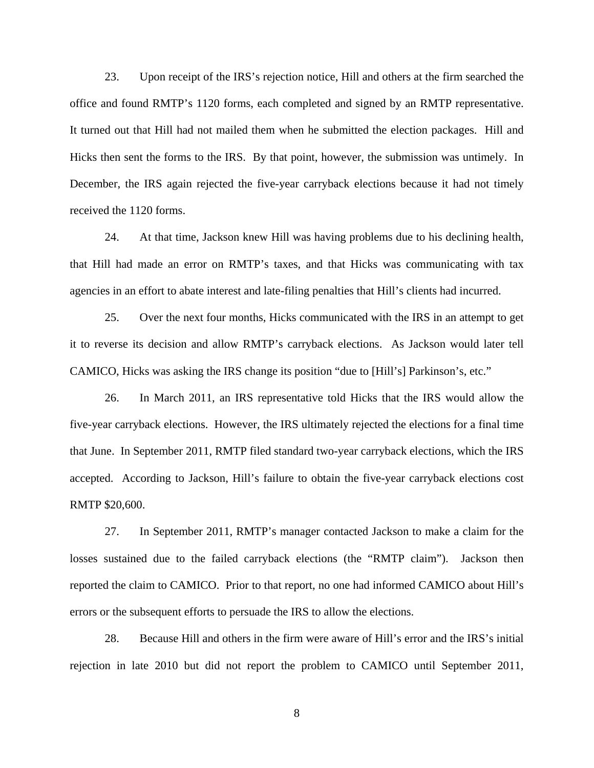23. Upon receipt of the IRS's rejection notice, Hill and others at the firm searched the office and found RMTP's 1120 forms, each completed and signed by an RMTP representative. It turned out that Hill had not mailed them when he submitted the election packages. Hill and Hicks then sent the forms to the IRS. By that point, however, the submission was untimely. In December, the IRS again rejected the five-year carryback elections because it had not timely received the 1120 forms.

24. At that time, Jackson knew Hill was having problems due to his declining health, that Hill had made an error on RMTP's taxes, and that Hicks was communicating with tax agencies in an effort to abate interest and late-filing penalties that Hill's clients had incurred.

25. Over the next four months, Hicks communicated with the IRS in an attempt to get it to reverse its decision and allow RMTP's carryback elections. As Jackson would later tell CAMICO, Hicks was asking the IRS change its position "due to [Hill's] Parkinson's, etc."

26. In March 2011, an IRS representative told Hicks that the IRS would allow the five-year carryback elections. However, the IRS ultimately rejected the elections for a final time that June. In September 2011, RMTP filed standard two-year carryback elections, which the IRS accepted. According to Jackson, Hill's failure to obtain the five-year carryback elections cost RMTP $20,600.

27. In September 2011, RMTP's manager contacted Jackson to make a claim for the losses sustained due to the failed carryback elections (the "RMTP claim"). Jackson then reported the claim to CAMICO. Prior to that report, no one had informed CAMICO about Hill's errors or the subsequent efforts to persuade the IRS to allow the elections.

28. Because Hill and others in the firm were aware of Hill's error and the IRS's initial rejection in late 2010 but did not report the problem to CAMICO until September 2011,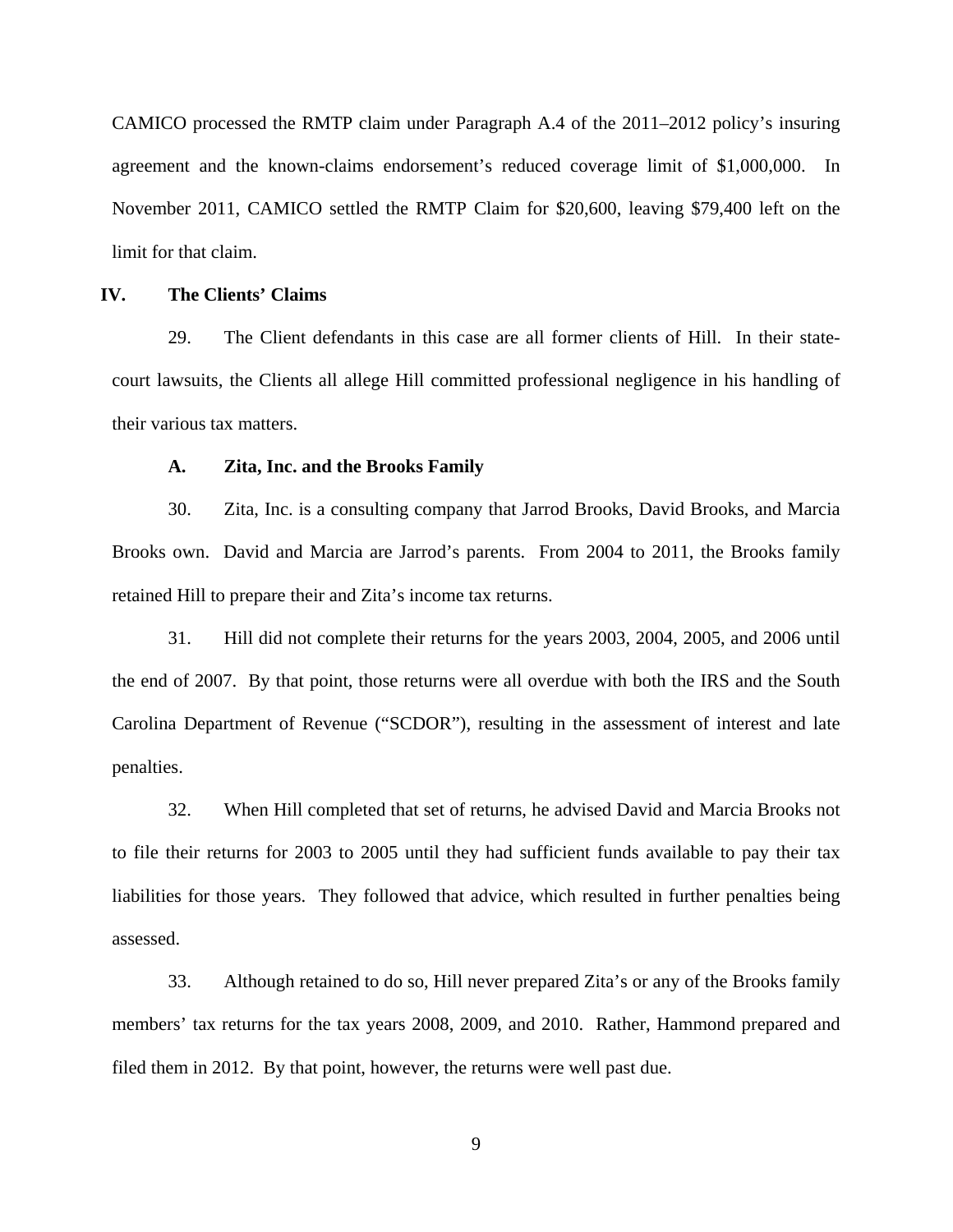CAMICO processed the RMTP claim under Paragraph A.4 of the 2011–2012 policy's insuring agreement and the known-claims endorsement's reduced coverage limit of $1,000,000. In November 2011, CAMICO settled the RMTP Claim for $20,600, leaving $79,400 left on the limit for that claim.

## IV. The Clients' Claims

29. The Client defendants in this case are all former clients of Hill. In their state-court lawsuits, the Clients all allege Hill committed professional negligence in his handling of their various tax matters.

### A. Zita, Inc. and the Brooks Family

30. Zita, Inc. is a consulting company that Jarrod Brooks, David Brooks, and Marcia Brooks own. David and Marcia are Jarrod's parents. From 2004 to 2011, the Brooks family retained Hill to prepare their and Zita's income tax returns.

31. Hill did not complete their returns for the years 2003, 2004, 2005, and 2006 until the end of 2007. By that point, those returns were all overdue with both the IRS and the South Carolina Department of Revenue ("SCDOR"), resulting in the assessment of interest and late penalties.

32. When Hill completed that set of returns, he advised David and Marcia Brooks not to file their returns for 2003 to 2005 until they had sufficient funds available to pay their tax liabilities for those years. They followed that advice, which resulted in further penalties being assessed.

33. Although retained to do so, Hill never prepared Zita's or any of the Brooks family members' tax returns for the tax years 2008, 2009, and 2010. Rather, Hammond prepared and filed them in 2012. By that point, however, the returns were well past due.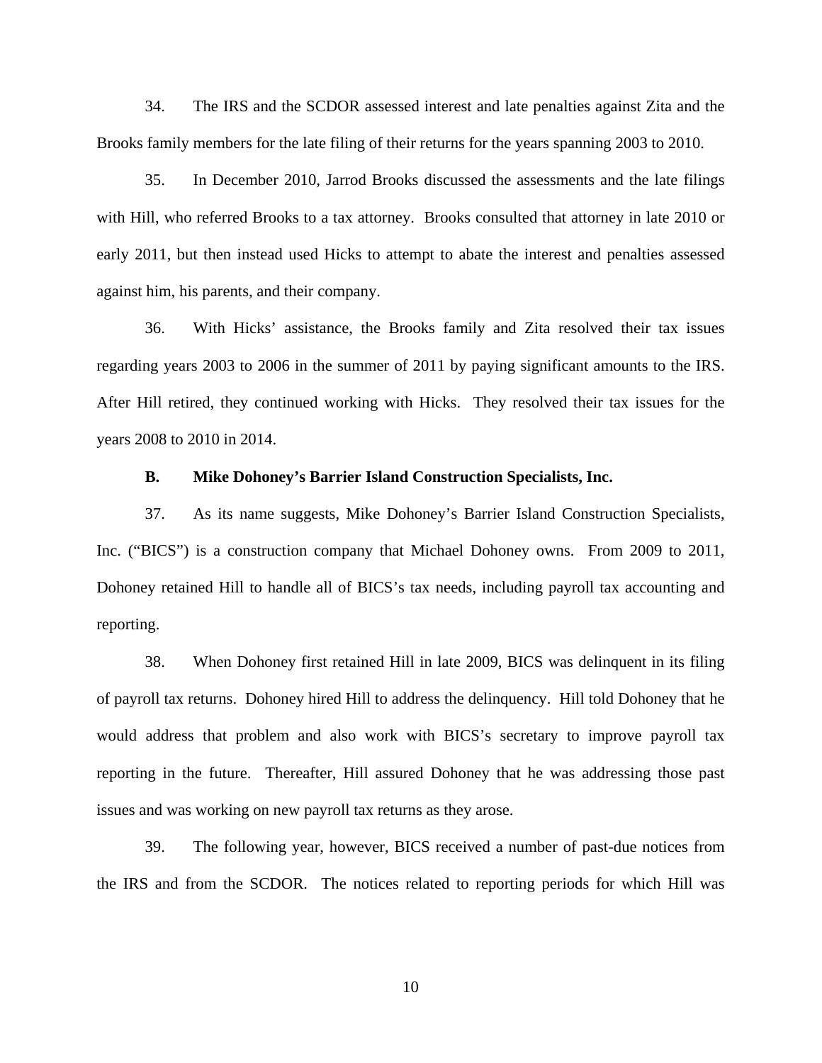34. The IRS and the SCDOR assessed interest and late penalties against Zita and the Brooks family members for the late filing of their returns for the years spanning 2003 to 2010.

35. In December 2010, Jarrod Brooks discussed the assessments and the late filings with Hill, who referred Brooks to a tax attorney. Brooks consulted that attorney in late 2010 or early 2011, but then instead used Hicks to attempt to abate the interest and penalties assessed against him, his parents, and their company.

36. With Hicks' assistance, the Brooks family and Zita resolved their tax issues regarding years 2003 to 2006 in the summer of 2011 by paying significant amounts to the IRS. After Hill retired, they continued working with Hicks. They resolved their tax issues for the years 2008 to 2010 in 2014.

### B. Mike Dohoney's Barrier Island Construction Specialists, Inc.

37. As its name suggests, Mike Dohoney's Barrier Island Construction Specialists, Inc. ("BICS") is a construction company that Michael Dohoney owns. From 2009 to 2011, Dohoney retained Hill to handle all of BICS's tax needs, including payroll tax accounting and reporting.

38. When Dohoney first retained Hill in late 2009, BICS was delinquent in its filing of payroll tax returns. Dohoney hired Hill to address the delinquency. Hill told Dohoney that he would address that problem and also work with BICS's secretary to improve payroll tax reporting in the future. Thereafter, Hill assured Dohoney that he was addressing those past issues and was working on new payroll tax returns as they arose.

39. The following year, however, BICS received a number of past-due notices from the IRS and from the SCDOR. The notices related to reporting periods for which Hill was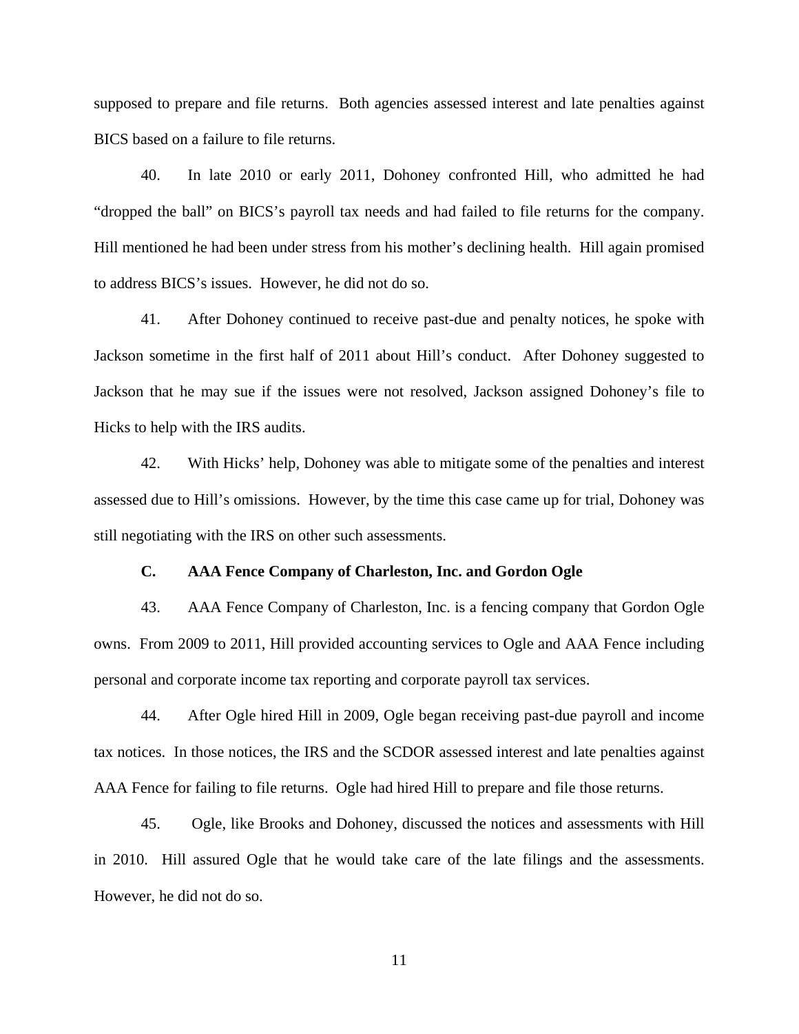supposed to prepare and file returns. Both agencies assessed interest and late penalties against BICS based on a failure to file returns.

40. In late 2010 or early 2011, Dohoney confronted Hill, who admitted he had "dropped the ball" on BICS's payroll tax needs and had failed to file returns for the company. Hill mentioned he had been under stress from his mother's declining health. Hill again promised to address BICS's issues. However, he did not do so.

41. After Dohoney continued to receive past-due and penalty notices, he spoke with Jackson sometime in the first half of 2011 about Hill's conduct. After Dohoney suggested to Jackson that he may sue if the issues were not resolved, Jackson assigned Dohoney's file to Hicks to help with the IRS audits.

42. With Hicks' help, Dohoney was able to mitigate some of the penalties and interest assessed due to Hill's omissions. However, by the time this case came up for trial, Dohoney was still negotiating with the IRS on other such assessments.

### C. AAA Fence Company of Charleston, Inc. and Gordon Ogle

43. AAA Fence Company of Charleston, Inc. is a fencing company that Gordon Ogle owns. From 2009 to 2011, Hill provided accounting services to Ogle and AAA Fence including personal and corporate income tax reporting and corporate payroll tax services.

44. After Ogle hired Hill in 2009, Ogle began receiving past-due payroll and income tax notices. In those notices, the IRS and the SCDOR assessed interest and late penalties against AAA Fence for failing to file returns. Ogle had hired Hill to prepare and file those returns.

45. Ogle, like Brooks and Dohoney, discussed the notices and assessments with Hill in 2010. Hill assured Ogle that he would take care of the late filings and the assessments. However, he did not do so.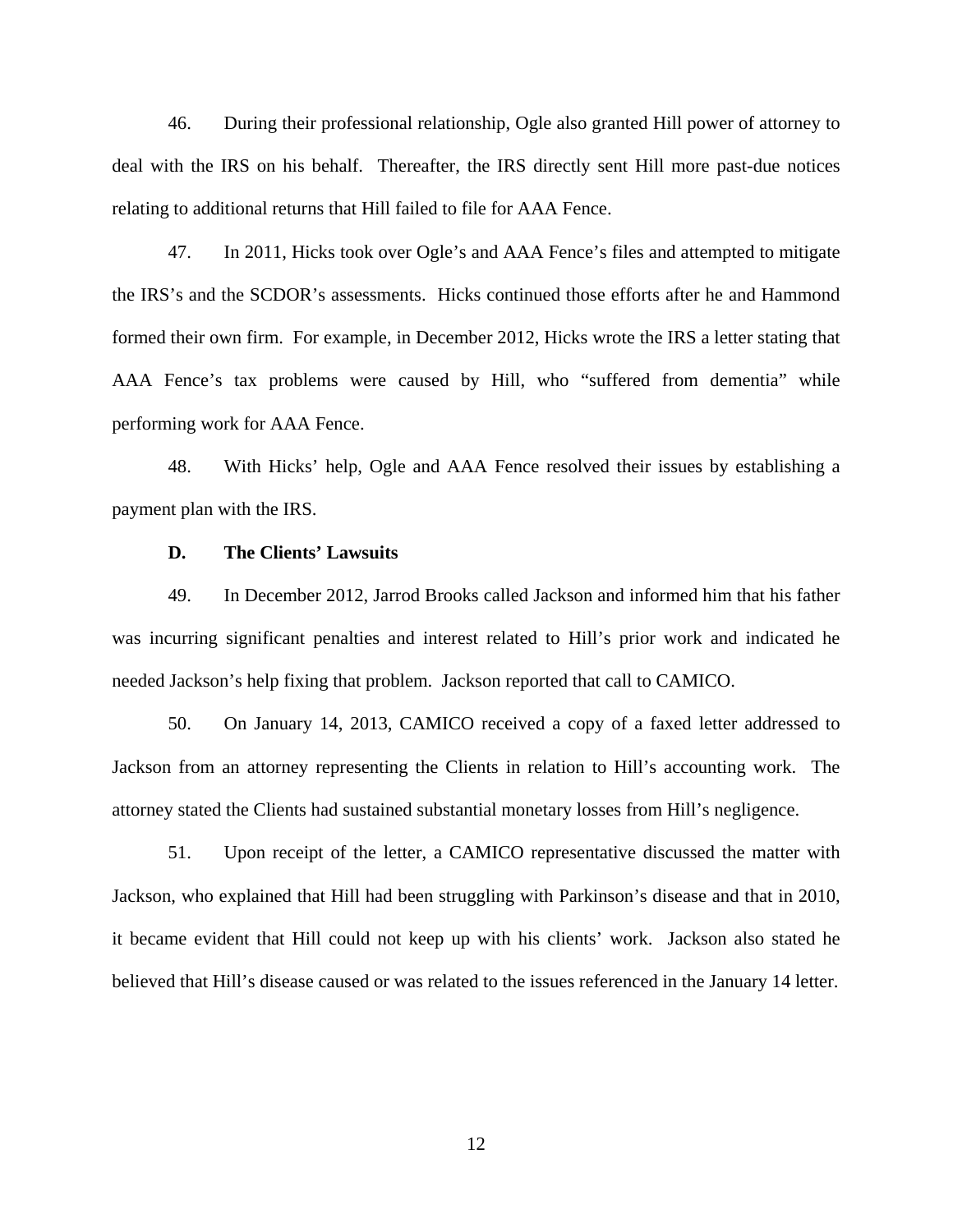46. During their professional relationship, Ogle also granted Hill power of attorney to deal with the IRS on his behalf. Thereafter, the IRS directly sent Hill more past-due notices relating to additional returns that Hill failed to file for AAA Fence.

47. In 2011, Hicks took over Ogle's and AAA Fence's files and attempted to mitigate the IRS's and the SCDOR's assessments. Hicks continued those efforts after he and Hammond formed their own firm. For example, in December 2012, Hicks wrote the IRS a letter stating that AAA Fence's tax problems were caused by Hill, who "suffered from dementia" while performing work for AAA Fence.

48. With Hicks' help, Ogle and AAA Fence resolved their issues by establishing a payment plan with the IRS.

### D. The Clients' Lawsuits

49. In December 2012, Jarrod Brooks called Jackson and informed him that his father was incurring significant penalties and interest related to Hill's prior work and indicated he needed Jackson's help fixing that problem. Jackson reported that call to CAMICO.

50. On January 14, 2013, CAMICO received a copy of a faxed letter addressed to Jackson from an attorney representing the Clients in relation to Hill's accounting work. The attorney stated the Clients had sustained substantial monetary losses from Hill's negligence.

51. Upon receipt of the letter, a CAMICO representative discussed the matter with Jackson, who explained that Hill had been struggling with Parkinson's disease and that in 2010, it became evident that Hill could not keep up with his clients' work. Jackson also stated he believed that Hill's disease caused or was related to the issues referenced in the January 14 letter.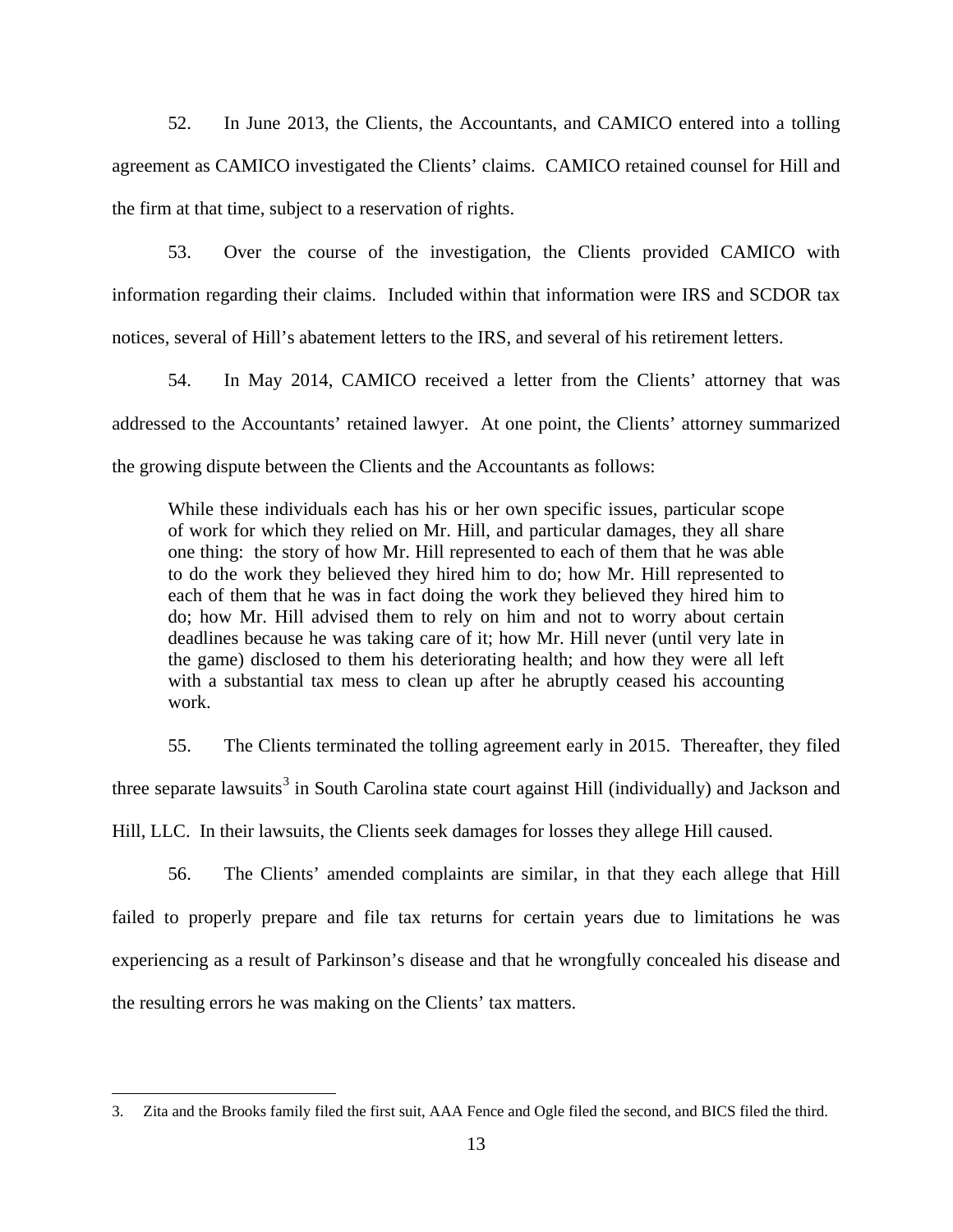52. In June 2013, the Clients, the Accountants, and CAMICO entered into a tolling agreement as CAMICO investigated the Clients' claims. CAMICO retained counsel for Hill and the firm at that time, subject to a reservation of rights.

53. Over the course of the investigation, the Clients provided CAMICO with information regarding their claims. Included within that information were IRS and SCDOR tax notices, several of Hill's abatement letters to the IRS, and several of his retirement letters.

54. In May 2014, CAMICO received a letter from the Clients' attorney that was addressed to the Accountants' retained lawyer. At one point, the Clients' attorney summarized the growing dispute between the Clients and the Accountants as follows:

> While these individuals each has his or her own specific issues, particular scope of work for which they relied on Mr. Hill, and particular damages, they all share one thing: the story of how Mr. Hill represented to each of them that he was able to do the work they believed they hired him to do; how Mr. Hill represented to each of them that he was in fact doing the work they believed they hired him to do; how Mr. Hill advised them to rely on him and not to worry about certain deadlines because he was taking care of it; how Mr. Hill never (until very late in the game) disclosed to them his deteriorating health; and how they were all left with a substantial tax mess to clean up after he abruptly ceased his accounting work.

55. The Clients terminated the tolling agreement early in 2015. Thereafter, they filed three separate lawsuits[3] in South Carolina state court against Hill (individually) and Jackson and Hill, LLC. In their lawsuits, the Clients seek damages for losses they allege Hill caused.

56. The Clients' amended complaints are similar, in that they each allege that Hill failed to properly prepare and file tax returns for certain years due to limitations he was experiencing as a result of Parkinson's disease and that he wrongfully concealed his disease and the resulting errors he was making on the Clients' tax matters.

---

3. Zita and the Brooks family filed the first suit, AAA Fence and Ogle filed the second, and BICS filed the third.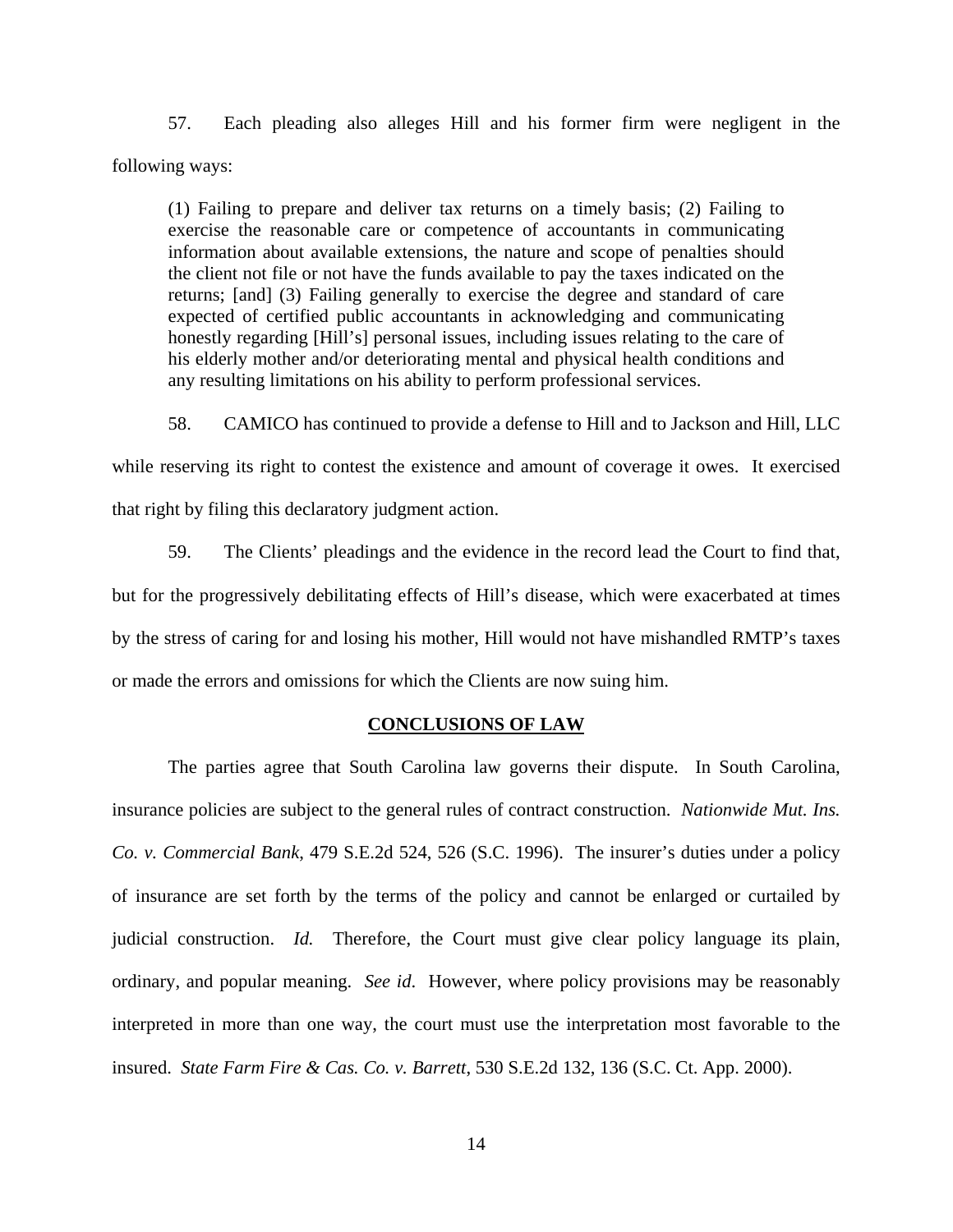57. Each pleading also alleges Hill and his former firm were negligent in the following ways:

> (1) Failing to prepare and deliver tax returns on a timely basis; (2) Failing to exercise the reasonable care or competence of accountants in communicating information about available extensions, the nature and scope of penalties should the client not file or not have the funds available to pay the taxes indicated on the returns; [and] (3) Failing generally to exercise the degree and standard of care expected of certified public accountants in acknowledging and communicating honestly regarding [Hill's] personal issues, including issues relating to the care of his elderly mother and/or deteriorating mental and physical health conditions and any resulting limitations on his ability to perform professional services.

58. CAMICO has continued to provide a defense to Hill and to Jackson and Hill, LLC while reserving its right to contest the existence and amount of coverage it owes. It exercised that right by filing this declaratory judgment action.

59. The Clients' pleadings and the evidence in the record lead the Court to find that, but for the progressively debilitating effects of Hill's disease, which were exacerbated at times by the stress of caring for and losing his mother, Hill would not have mishandled RMTP's taxes or made the errors and omissions for which the Clients are now suing him.

## CONCLUSIONS OF LAW

The parties agree that South Carolina law governs their dispute. In South Carolina, insurance policies are subject to the general rules of contract construction. *Nationwide Mut. Ins. Co. v. Commercial Bank*, 479 S.E.2d 524, 526 (S.C. 1996). The insurer's duties under a policy of insurance are set forth by the terms of the policy and cannot be enlarged or curtailed by judicial construction. *Id.* Therefore, the Court must give clear policy language its plain, ordinary, and popular meaning. *See id*. However, where policy provisions may be reasonably interpreted in more than one way, the court must use the interpretation most favorable to the insured. *State Farm Fire & Cas. Co. v. Barrett*, 530 S.E.2d 132, 136 (S.C. Ct. App. 2000).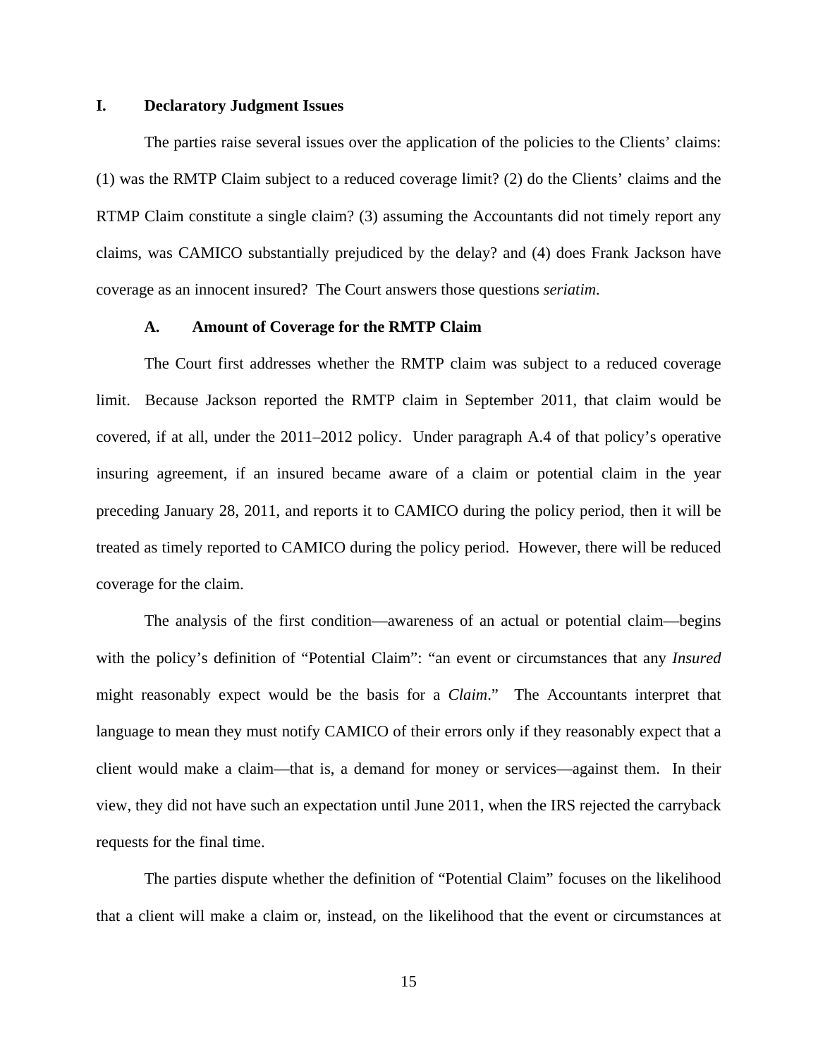## I. Declaratory Judgment Issues

The parties raise several issues over the application of the policies to the Clients' claims: (1) was the RMTP Claim subject to a reduced coverage limit? (2) do the Clients' claims and the RTMP Claim constitute a single claim? (3) assuming the Accountants did not timely report any claims, was CAMICO substantially prejudiced by the delay? and (4) does Frank Jackson have coverage as an innocent insured? The Court answers those questions *seriatim*.

### A. Amount of Coverage for the RMTP Claim

The Court first addresses whether the RMTP claim was subject to a reduced coverage limit. Because Jackson reported the RMTP claim in September 2011, that claim would be covered, if at all, under the 2011–2012 policy. Under paragraph A.4 of that policy's operative insuring agreement, if an insured became aware of a claim or potential claim in the year preceding January 28, 2011, and reports it to CAMICO during the policy period, then it will be treated as timely reported to CAMICO during the policy period. However, there will be reduced coverage for the claim.

The analysis of the first condition—awareness of an actual or potential claim—begins with the policy's definition of "Potential Claim": "an event or circumstances that any *Insured* might reasonably expect would be the basis for a *Claim*." The Accountants interpret that language to mean they must notify CAMICO of their errors only if they reasonably expect that a client would make a claim—that is, a demand for money or services—against them. In their view, they did not have such an expectation until June 2011, when the IRS rejected the carryback requests for the final time.

The parties dispute whether the definition of "Potential Claim" focuses on the likelihood that a client will make a claim or, instead, on the likelihood that the event or circumstances at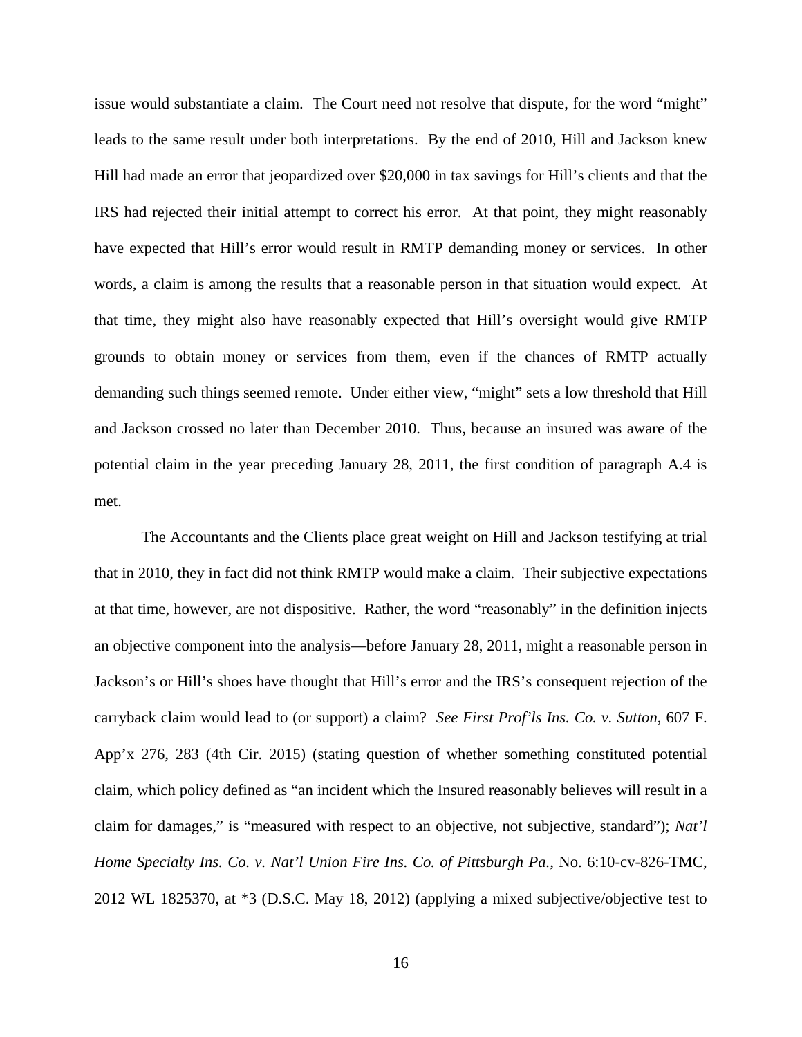issue would substantiate a claim. The Court need not resolve that dispute, for the word "might" leads to the same result under both interpretations. By the end of 2010, Hill and Jackson knew Hill had made an error that jeopardized over $20,000 in tax savings for Hill's clients and that the IRS had rejected their initial attempt to correct his error. At that point, they might reasonably have expected that Hill's error would result in RMTP demanding money or services. In other words, a claim is among the results that a reasonable person in that situation would expect. At that time, they might also have reasonably expected that Hill's oversight would give RMTP grounds to obtain money or services from them, even if the chances of RMTP actually demanding such things seemed remote. Under either view, "might" sets a low threshold that Hill and Jackson crossed no later than December 2010. Thus, because an insured was aware of the potential claim in the year preceding January 28, 2011, the first condition of paragraph A.4 is met.

The Accountants and the Clients place great weight on Hill and Jackson testifying at trial that in 2010, they in fact did not think RMTP would make a claim. Their subjective expectations at that time, however, are not dispositive. Rather, the word "reasonably" in the definition injects an objective component into the analysis—before January 28, 2011, might a reasonable person in Jackson's or Hill's shoes have thought that Hill's error and the IRS's consequent rejection of the carryback claim would lead to (or support) a claim? *See First Prof'ls Ins. Co. v. Sutton*, 607 F. App'x 276, 283 (4th Cir. 2015) (stating question of whether something constituted potential claim, which policy defined as "an incident which the Insured reasonably believes will result in a claim for damages," is "measured with respect to an objective, not subjective, standard"); *Nat'l Home Specialty Ins. Co. v. Nat'l Union Fire Ins. Co. of Pittsburgh Pa.*, No. 6:10-cv-826-TMC, 2012 WL 1825370, at *3 (D.S.C. May 18, 2012) (applying a mixed subjective/objective test to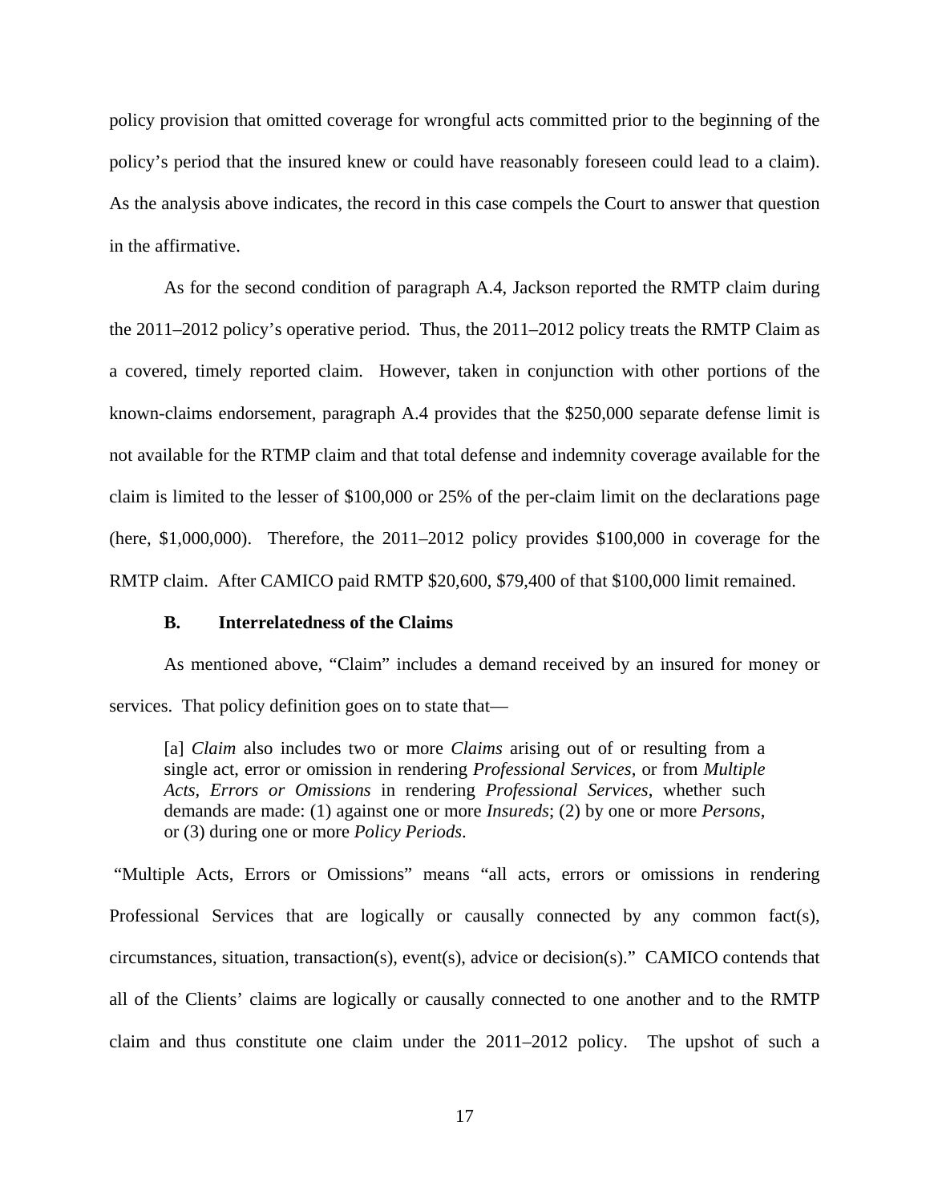policy provision that omitted coverage for wrongful acts committed prior to the beginning of the policy's period that the insured knew or could have reasonably foreseen could lead to a claim). As the analysis above indicates, the record in this case compels the Court to answer that question in the affirmative.

As for the second condition of paragraph A.4, Jackson reported the RMTP claim during the 2011–2012 policy's operative period. Thus, the 2011–2012 policy treats the RMTP Claim as a covered, timely reported claim. However, taken in conjunction with other portions of the known-claims endorsement, paragraph A.4 provides that the $250,000 separate defense limit is not available for the RTMP claim and that total defense and indemnity coverage available for the claim is limited to the lesser of $100,000 or 25% of the per-claim limit on the declarations page (here, $1,000,000). Therefore, the 2011–2012 policy provides $100,000 in coverage for the RMTP claim. After CAMICO paid RMTP $20,600, $79,400 of that $100,000 limit remained.

### B. Interrelatedness of the Claims

As mentioned above, "Claim" includes a demand received by an insured for money or services. That policy definition goes on to state that—

> [a] *Claim* also includes two or more *Claims* arising out of or resulting from a single act, error or omission in rendering *Professional Services*, or from *Multiple Acts, Errors or Omissions* in rendering *Professional Services*, whether such demands are made: (1) against one or more *Insureds*; (2) by one or more *Persons*, or (3) during one or more *Policy Periods*.

"Multiple Acts, Errors or Omissions" means "all acts, errors or omissions in rendering Professional Services that are logically or causally connected by any common fact(s), circumstances, situation, transaction(s), event(s), advice or decision(s)." CAMICO contends that all of the Clients' claims are logically or causally connected to one another and to the RMTP claim and thus constitute one claim under the 2011–2012 policy. The upshot of such a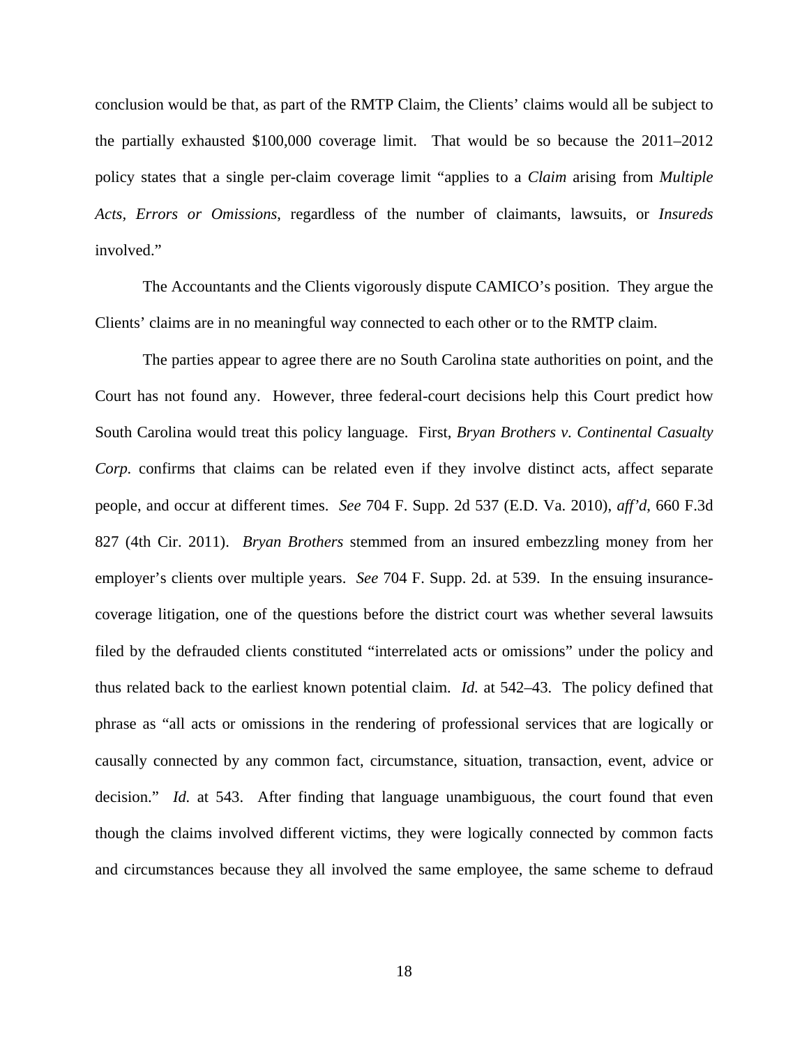conclusion would be that, as part of the RMTP Claim, the Clients' claims would all be subject to the partially exhausted $100,000 coverage limit. That would be so because the 2011–2012 policy states that a single per-claim coverage limit "applies to a *Claim* arising from *Multiple Acts, Errors or Omissions*, regardless of the number of claimants, lawsuits, or *Insureds* involved."

The Accountants and the Clients vigorously dispute CAMICO's position. They argue the Clients' claims are in no meaningful way connected to each other or to the RMTP claim.

The parties appear to agree there are no South Carolina state authorities on point, and the Court has not found any. However, three federal-court decisions help this Court predict how South Carolina would treat this policy language. First, *Bryan Brothers v. Continental Casualty Corp.* confirms that claims can be related even if they involve distinct acts, affect separate people, and occur at different times. *See* 704 F. Supp. 2d 537 (E.D. Va. 2010), *aff'd*, 660 F.3d 827 (4th Cir. 2011). *Bryan Brothers* stemmed from an insured embezzling money from her employer's clients over multiple years. *See* 704 F. Supp. 2d. at 539. In the ensuing insurance-coverage litigation, one of the questions before the district court was whether several lawsuits filed by the defrauded clients constituted "interrelated acts or omissions" under the policy and thus related back to the earliest known potential claim. *Id.* at 542–43. The policy defined that phrase as "all acts or omissions in the rendering of professional services that are logically or causally connected by any common fact, circumstance, situation, transaction, event, advice or decision." *Id.* at 543. After finding that language unambiguous, the court found that even though the claims involved different victims, they were logically connected by common facts and circumstances because they all involved the same employee, the same scheme to defraud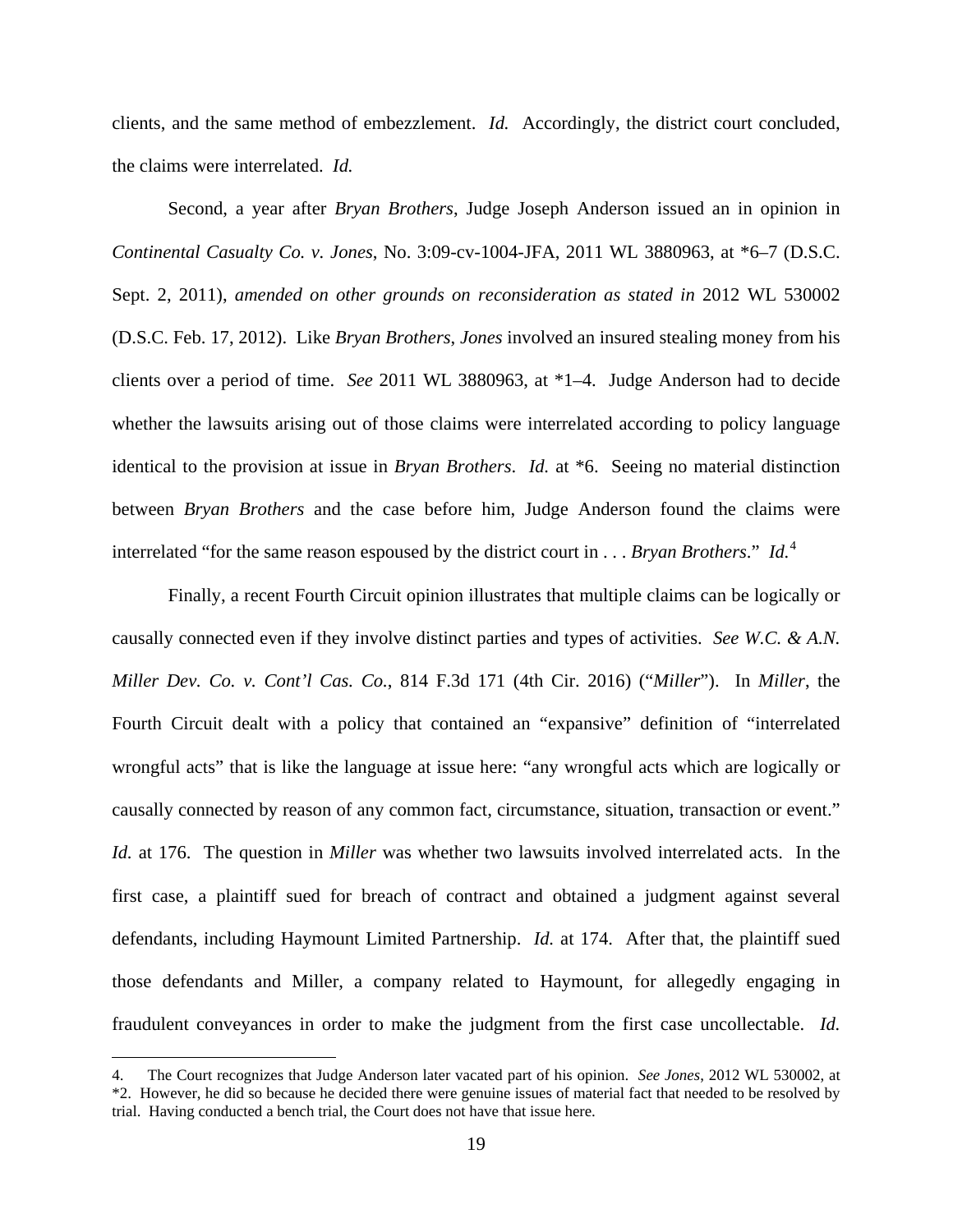clients, and the same method of embezzlement. *Id.* Accordingly, the district court concluded, the claims were interrelated. *Id.*

Second, a year after *Bryan Brothers*, Judge Joseph Anderson issued an in opinion in *Continental Casualty Co. v. Jones*, No. 3:09-cv-1004-JFA, 2011 WL 3880963, at \*6–7 (D.S.C. Sept. 2, 2011), *amended on other grounds on reconsideration as stated in* 2012 WL 530002 (D.S.C. Feb. 17, 2012). Like *Bryan Brothers*, *Jones* involved an insured stealing money from his clients over a period of time. *See* 2011 WL 3880963, at \*1–4. Judge Anderson had to decide whether the lawsuits arising out of those claims were interrelated according to policy language identical to the provision at issue in *Bryan Brothers*. *Id.* at \*6. Seeing no material distinction between *Bryan Brothers* and the case before him, Judge Anderson found the claims were interrelated "for the same reason espoused by the district court in . . . *Bryan Brothers*." *Id.*[4]

Finally, a recent Fourth Circuit opinion illustrates that multiple claims can be logically or causally connected even if they involve distinct parties and types of activities. *See W.C. & A.N. Miller Dev. Co. v. Cont'l Cas. Co.*, 814 F.3d 171 (4th Cir. 2016) ("*Miller*"). In *Miller*, the Fourth Circuit dealt with a policy that contained an "expansive" definition of "interrelated wrongful acts" that is like the language at issue here: "any wrongful acts which are logically or causally connected by reason of any common fact, circumstance, situation, transaction or event." *Id.* at 176. The question in *Miller* was whether two lawsuits involved interrelated acts. In the first case, a plaintiff sued for breach of contract and obtained a judgment against several defendants, including Haymount Limited Partnership. *Id.* at 174. After that, the plaintiff sued those defendants and Miller, a company related to Haymount, for allegedly engaging in fraudulent conveyances in order to make the judgment from the first case uncollectable. *Id.*

---

4. The Court recognizes that Judge Anderson later vacated part of his opinion. *See Jones*, 2012 WL 530002, at \*2. However, he did so because he decided there were genuine issues of material fact that needed to be resolved by trial. Having conducted a bench trial, the Court does not have that issue here.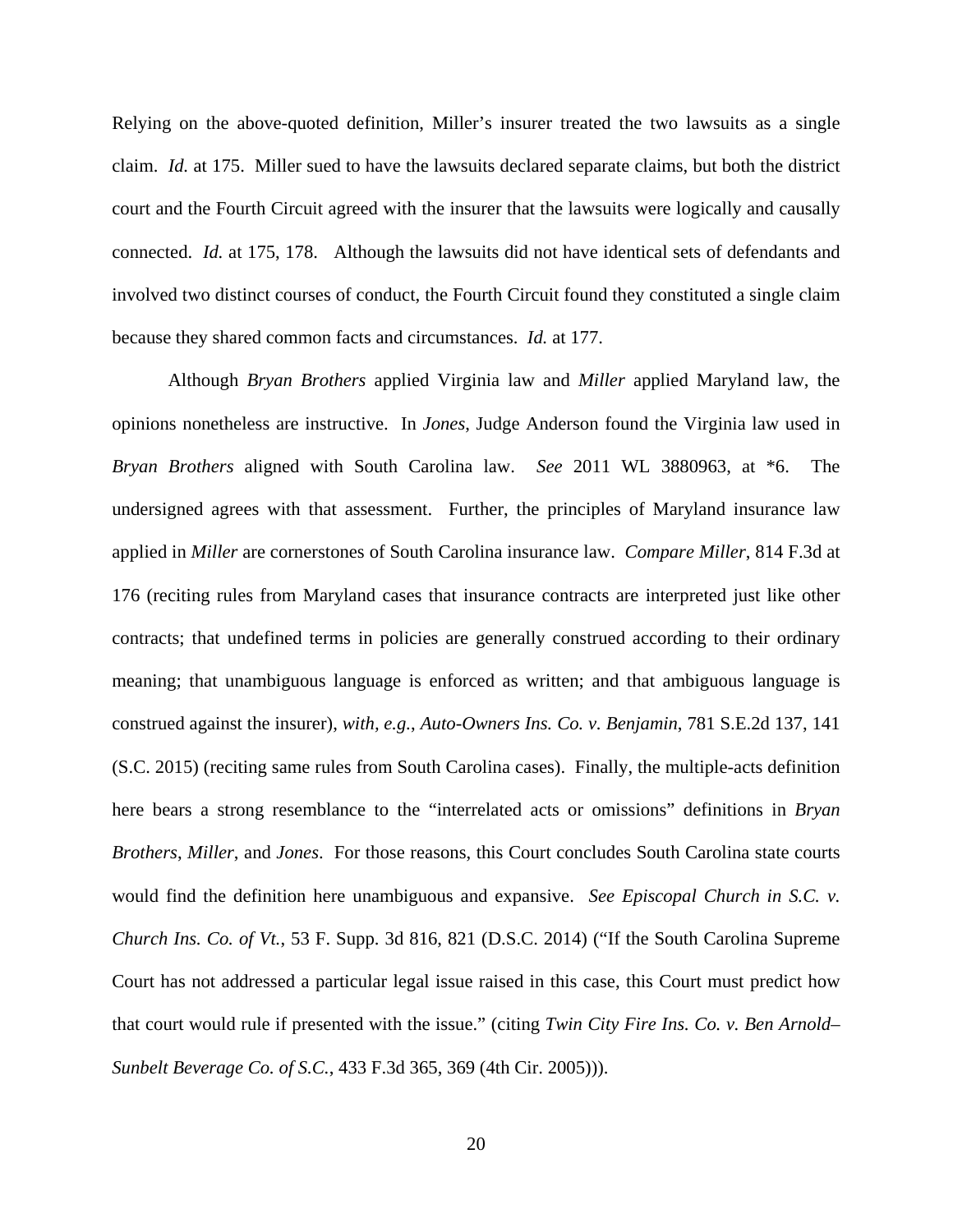Relying on the above-quoted definition, Miller's insurer treated the two lawsuits as a single claim. *Id.* at 175. Miller sued to have the lawsuits declared separate claims, but both the district court and the Fourth Circuit agreed with the insurer that the lawsuits were logically and causally connected. *Id.* at 175, 178. Although the lawsuits did not have identical sets of defendants and involved two distinct courses of conduct, the Fourth Circuit found they constituted a single claim because they shared common facts and circumstances. *Id.* at 177.

Although *Bryan Brothers* applied Virginia law and *Miller* applied Maryland law, the opinions nonetheless are instructive. In *Jones*, Judge Anderson found the Virginia law used in *Bryan Brothers* aligned with South Carolina law. *See* 2011 WL 3880963, at *6. The undersigned agrees with that assessment. Further, the principles of Maryland insurance law applied in *Miller* are cornerstones of South Carolina insurance law. *Compare Miller*, 814 F.3d at 176 (reciting rules from Maryland cases that insurance contracts are interpreted just like other contracts; that undefined terms in policies are generally construed according to their ordinary meaning; that unambiguous language is enforced as written; and that ambiguous language is construed against the insurer), *with, e.g.*, *Auto-Owners Ins. Co. v. Benjamin*, 781 S.E.2d 137, 141 (S.C. 2015) (reciting same rules from South Carolina cases). Finally, the multiple-acts definition here bears a strong resemblance to the "interrelated acts or omissions" definitions in *Bryan Brothers*, *Miller*, and *Jones*. For those reasons, this Court concludes South Carolina state courts would find the definition here unambiguous and expansive. *See Episcopal Church in S.C. v. Church Ins. Co. of Vt.*, 53 F. Supp. 3d 816, 821 (D.S.C. 2014) ("If the South Carolina Supreme Court has not addressed a particular legal issue raised in this case, this Court must predict how that court would rule if presented with the issue." (citing *Twin City Fire Ins. Co. v. Ben Arnold–Sunbelt Beverage Co. of S.C.*, 433 F.3d 365, 369 (4th Cir. 2005))).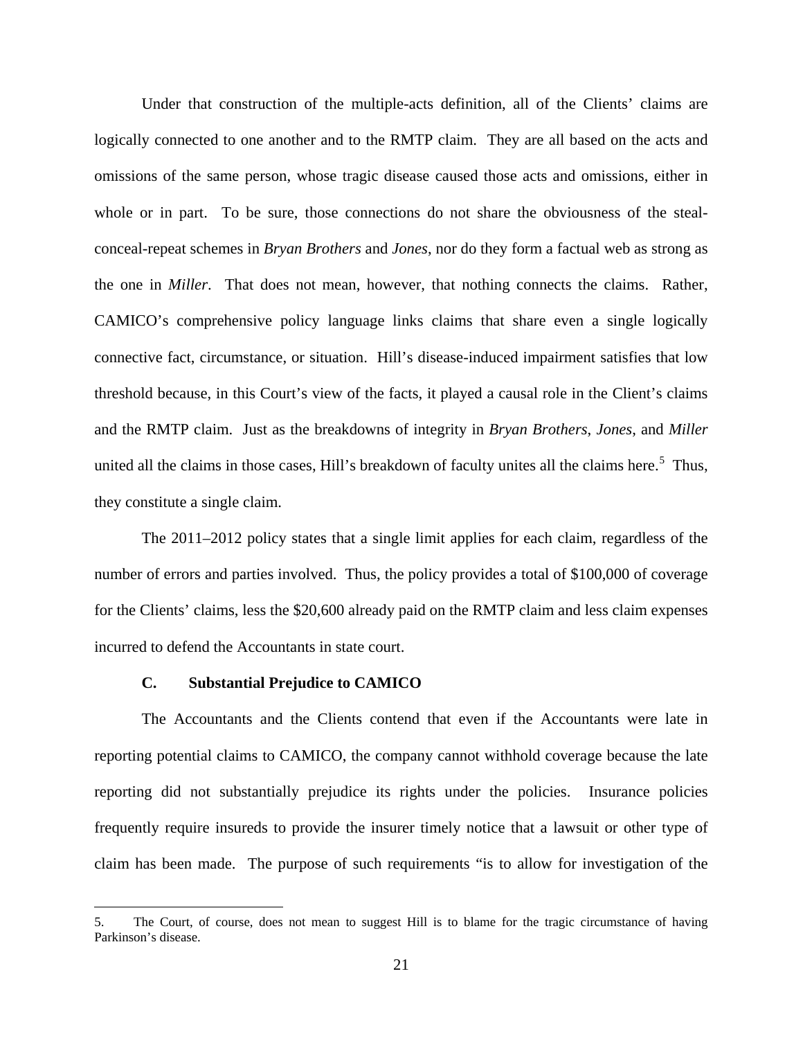Under that construction of the multiple-acts definition, all of the Clients' claims are logically connected to one another and to the RMTP claim. They are all based on the acts and omissions of the same person, whose tragic disease caused those acts and omissions, either in whole or in part. To be sure, those connections do not share the obviousness of the steal-conceal-repeat schemes in *Bryan Brothers* and *Jones*, nor do they form a factual web as strong as the one in *Miller*. That does not mean, however, that nothing connects the claims. Rather, CAMICO's comprehensive policy language links claims that share even a single logically connective fact, circumstance, or situation. Hill's disease-induced impairment satisfies that low threshold because, in this Court's view of the facts, it played a causal role in the Client's claims and the RMTP claim. Just as the breakdowns of integrity in *Bryan Brothers*, *Jones*, and *Miller* united all the claims in those cases, Hill's breakdown of faculty unites all the claims here.[5] Thus, they constitute a single claim.

The 2011–2012 policy states that a single limit applies for each claim, regardless of the number of errors and parties involved. Thus, the policy provides a total of $100,000 of coverage for the Clients' claims, less the $20,600 already paid on the RMTP claim and less claim expenses incurred to defend the Accountants in state court.

### C. Substantial Prejudice to CAMICO

The Accountants and the Clients contend that even if the Accountants were late in reporting potential claims to CAMICO, the company cannot withhold coverage because the late reporting did not substantially prejudice its rights under the policies. Insurance policies frequently require insureds to provide the insurer timely notice that a lawsuit or other type of claim has been made. The purpose of such requirements "is to allow for investigation of the

---

5. The Court, of course, does not mean to suggest Hill is to blame for the tragic circumstance of having Parkinson's disease.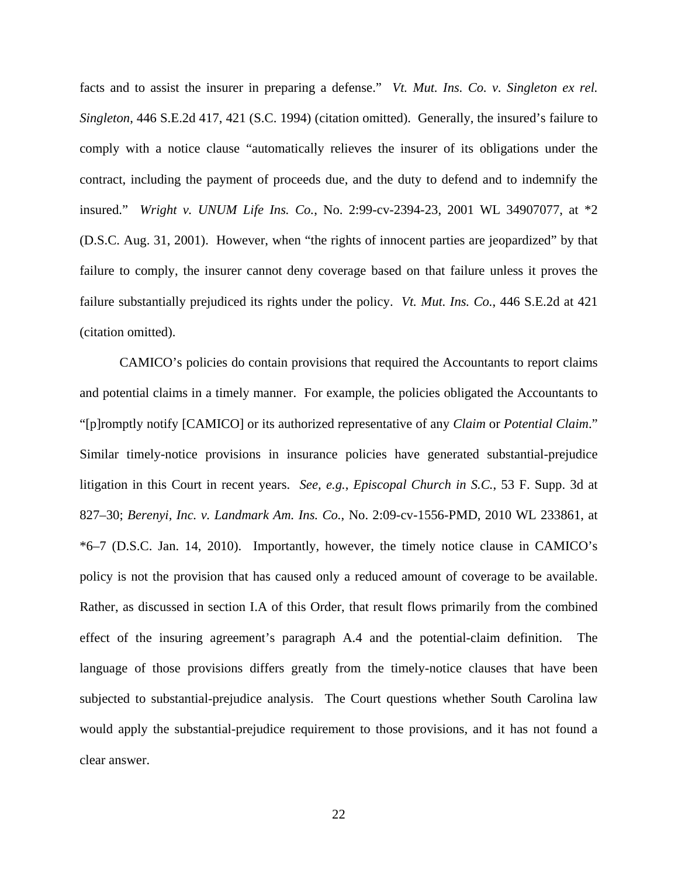facts and to assist the insurer in preparing a defense." *Vt. Mut. Ins. Co. v. Singleton ex rel. Singleton*, 446 S.E.2d 417, 421 (S.C. 1994) (citation omitted). Generally, the insured's failure to comply with a notice clause "automatically relieves the insurer of its obligations under the contract, including the payment of proceeds due, and the duty to defend and to indemnify the insured." *Wright v. UNUM Life Ins. Co.*, No. 2:99-cv-2394-23, 2001 WL 34907077, at *2 (D.S.C. Aug. 31, 2001). However, when "the rights of innocent parties are jeopardized" by that failure to comply, the insurer cannot deny coverage based on that failure unless it proves the failure substantially prejudiced its rights under the policy. *Vt. Mut. Ins. Co.*, 446 S.E.2d at 421 (citation omitted).

CAMICO's policies do contain provisions that required the Accountants to report claims and potential claims in a timely manner. For example, the policies obligated the Accountants to "[p]romptly notify [CAMICO] or its authorized representative of any *Claim* or *Potential Claim*." Similar timely-notice provisions in insurance policies have generated substantial-prejudice litigation in this Court in recent years. *See, e.g.*, *Episcopal Church in S.C.*, 53 F. Supp. 3d at 827–30; *Berenyi, Inc. v. Landmark Am. Ins. Co.*, No. 2:09-cv-1556-PMD, 2010 WL 233861, at *6–7 (D.S.C. Jan. 14, 2010). Importantly, however, the timely notice clause in CAMICO's policy is not the provision that has caused only a reduced amount of coverage to be available. Rather, as discussed in section I.A of this Order, that result flows primarily from the combined effect of the insuring agreement's paragraph A.4 and the potential-claim definition. The language of those provisions differs greatly from the timely-notice clauses that have been subjected to substantial-prejudice analysis. The Court questions whether South Carolina law would apply the substantial-prejudice requirement to those provisions, and it has not found a clear answer.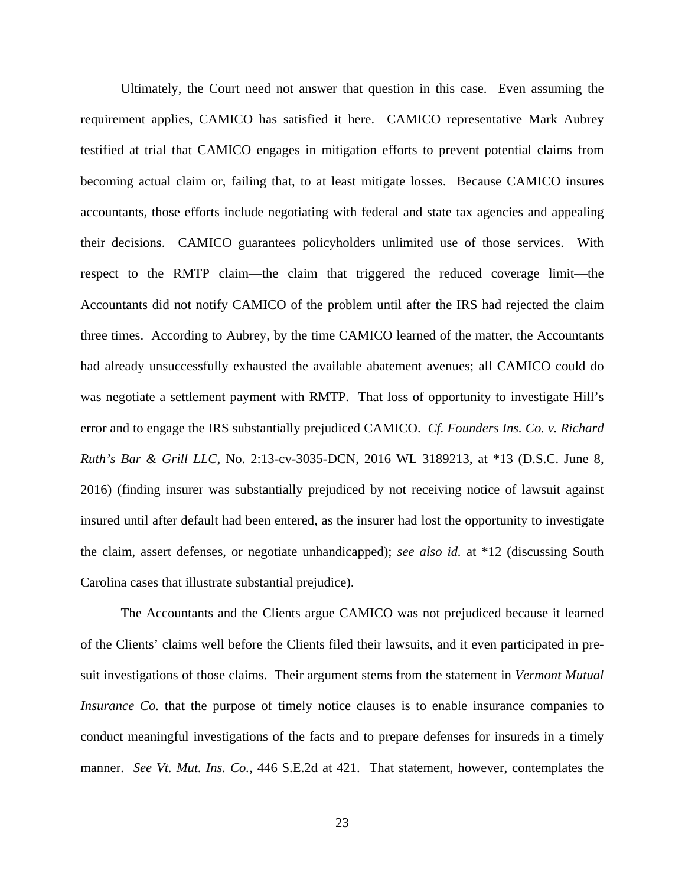Ultimately, the Court need not answer that question in this case. Even assuming the requirement applies, CAMICO has satisfied it here. CAMICO representative Mark Aubrey testified at trial that CAMICO engages in mitigation efforts to prevent potential claims from becoming actual claim or, failing that, to at least mitigate losses. Because CAMICO insures accountants, those efforts include negotiating with federal and state tax agencies and appealing their decisions. CAMICO guarantees policyholders unlimited use of those services. With respect to the RMTP claim—the claim that triggered the reduced coverage limit—the Accountants did not notify CAMICO of the problem until after the IRS had rejected the claim three times. According to Aubrey, by the time CAMICO learned of the matter, the Accountants had already unsuccessfully exhausted the available abatement avenues; all CAMICO could do was negotiate a settlement payment with RMTP. That loss of opportunity to investigate Hill's error and to engage the IRS substantially prejudiced CAMICO. *Cf. Founders Ins. Co. v. Richard Ruth's Bar & Grill LLC*, No. 2:13-cv-3035-DCN, 2016 WL 3189213, at *13 (D.S.C. June 8, 2016) (finding insurer was substantially prejudiced by not receiving notice of lawsuit against insured until after default had been entered, as the insurer had lost the opportunity to investigate the claim, assert defenses, or negotiate unhandicapped); *see also id.* at *12 (discussing South Carolina cases that illustrate substantial prejudice).

The Accountants and the Clients argue CAMICO was not prejudiced because it learned of the Clients' claims well before the Clients filed their lawsuits, and it even participated in pre-suit investigations of those claims. Their argument stems from the statement in *Vermont Mutual Insurance Co.* that the purpose of timely notice clauses is to enable insurance companies to conduct meaningful investigations of the facts and to prepare defenses for insureds in a timely manner. *See Vt. Mut. Ins. Co.*, 446 S.E.2d at 421. That statement, however, contemplates the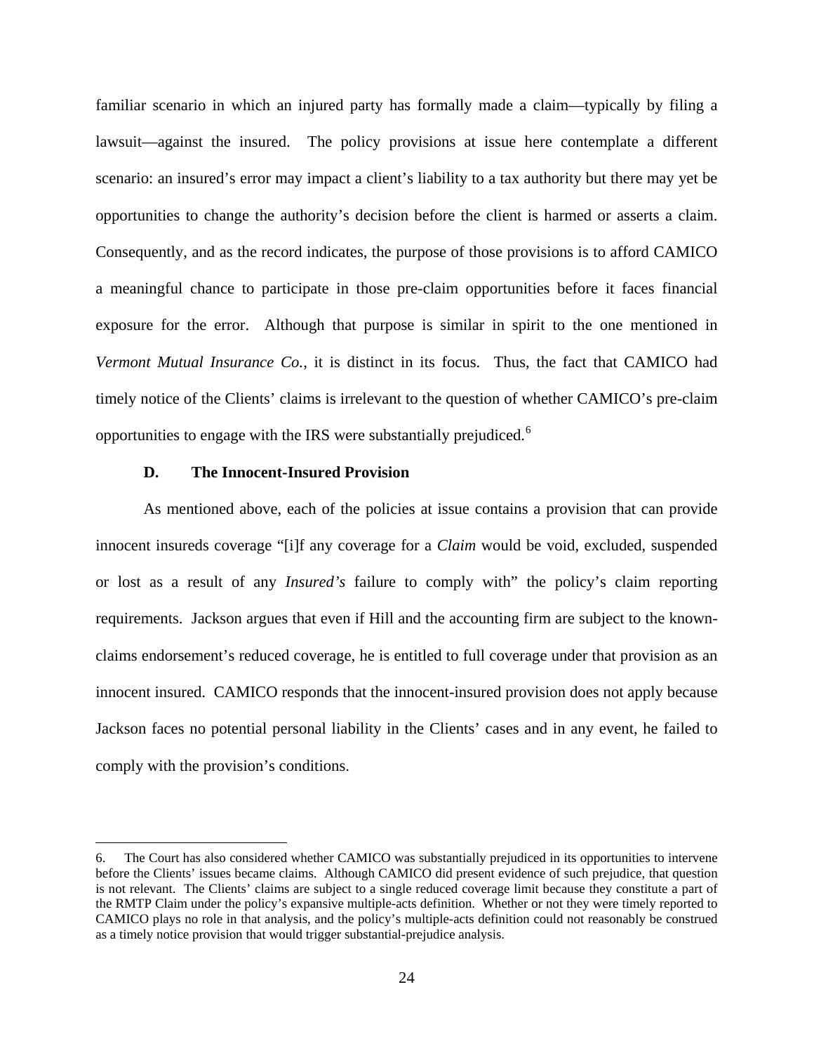familiar scenario in which an injured party has formally made a claim—typically by filing a lawsuit—against the insured. The policy provisions at issue here contemplate a different scenario: an insured's error may impact a client's liability to a tax authority but there may yet be opportunities to change the authority's decision before the client is harmed or asserts a claim. Consequently, and as the record indicates, the purpose of those provisions is to afford CAMICO a meaningful chance to participate in those pre-claim opportunities before it faces financial exposure for the error. Although that purpose is similar in spirit to the one mentioned in *Vermont Mutual Insurance Co.*, it is distinct in its focus. Thus, the fact that CAMICO had timely notice of the Clients' claims is irrelevant to the question of whether CAMICO's pre-claim opportunities to engage with the IRS were substantially prejudiced.[6]

### D. The Innocent-Insured Provision

As mentioned above, each of the policies at issue contains a provision that can provide innocent insureds coverage "[i]f any coverage for a *Claim* would be void, excluded, suspended or lost as a result of any *Insured's* failure to comply with" the policy's claim reporting requirements. Jackson argues that even if Hill and the accounting firm are subject to the known-claims endorsement's reduced coverage, he is entitled to full coverage under that provision as an innocent insured. CAMICO responds that the innocent-insured provision does not apply because Jackson faces no potential personal liability in the Clients' cases and in any event, he failed to comply with the provision's conditions.

---

6. The Court has also considered whether CAMICO was substantially prejudiced in its opportunities to intervene before the Clients' issues became claims. Although CAMICO did present evidence of such prejudice, that question is not relevant. The Clients' claims are subject to a single reduced coverage limit because they constitute a part of the RMTP Claim under the policy's expansive multiple-acts definition. Whether or not they were timely reported to CAMICO plays no role in that analysis, and the policy's multiple-acts definition could not reasonably be construed as a timely notice provision that would trigger substantial-prejudice analysis.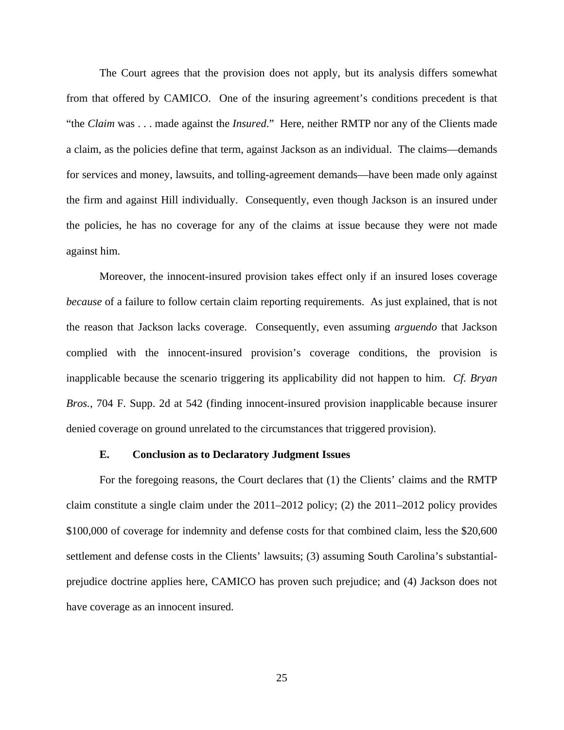The Court agrees that the provision does not apply, but its analysis differs somewhat from that offered by CAMICO. One of the insuring agreement's conditions precedent is that "the *Claim* was . . . made against the *Insured*." Here, neither RMTP nor any of the Clients made a claim, as the policies define that term, against Jackson as an individual. The claims—demands for services and money, lawsuits, and tolling-agreement demands—have been made only against the firm and against Hill individually. Consequently, even though Jackson is an insured under the policies, he has no coverage for any of the claims at issue because they were not made against him.

Moreover, the innocent-insured provision takes effect only if an insured loses coverage *because* of a failure to follow certain claim reporting requirements. As just explained, that is not the reason that Jackson lacks coverage. Consequently, even assuming *arguendo* that Jackson complied with the innocent-insured provision's coverage conditions, the provision is inapplicable because the scenario triggering its applicability did not happen to him. *Cf. Bryan Bros.*, 704 F. Supp. 2d at 542 (finding innocent-insured provision inapplicable because insurer denied coverage on ground unrelated to the circumstances that triggered provision).

### E. Conclusion as to Declaratory Judgment Issues

For the foregoing reasons, the Court declares that (1) the Clients' claims and the RMTP claim constitute a single claim under the 2011–2012 policy; (2) the 2011–2012 policy provides $100,000 of coverage for indemnity and defense costs for that combined claim, less the $20,600 settlement and defense costs in the Clients' lawsuits; (3) assuming South Carolina's substantial-prejudice doctrine applies here, CAMICO has proven such prejudice; and (4) Jackson does not have coverage as an innocent insured.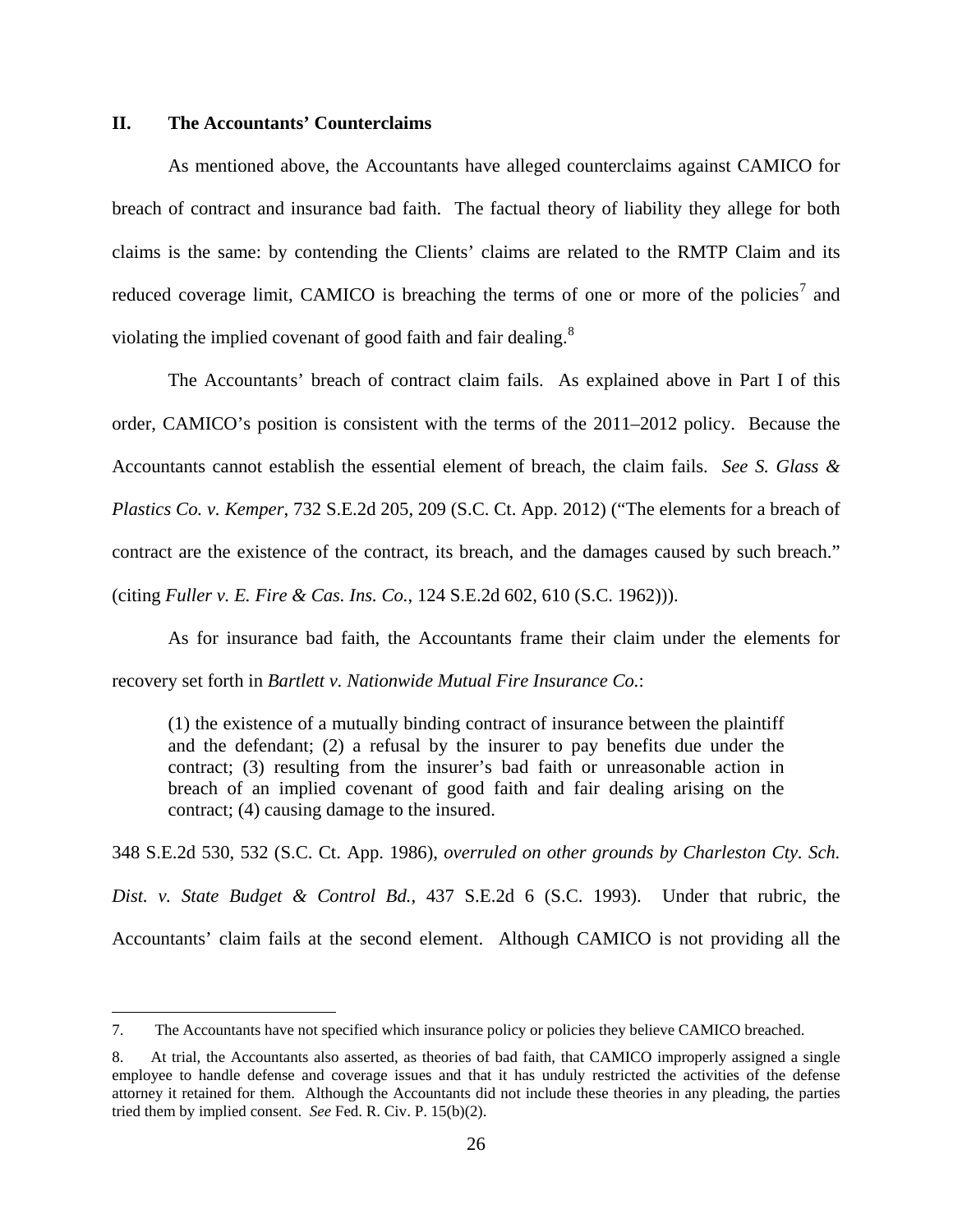## II. The Accountants' Counterclaims

As mentioned above, the Accountants have alleged counterclaims against CAMICO for breach of contract and insurance bad faith. The factual theory of liability they allege for both claims is the same: by contending the Clients' claims are related to the RMTP Claim and its reduced coverage limit, CAMICO is breaching the terms of one or more of the policies[7] and violating the implied covenant of good faith and fair dealing.[8]

The Accountants' breach of contract claim fails. As explained above in Part I of this order, CAMICO's position is consistent with the terms of the 2011–2012 policy. Because the Accountants cannot establish the essential element of breach, the claim fails. *See S. Glass & Plastics Co. v. Kemper*, 732 S.E.2d 205, 209 (S.C. Ct. App. 2012) ("The elements for a breach of contract are the existence of the contract, its breach, and the damages caused by such breach." (citing *Fuller v. E. Fire & Cas. Ins. Co.*, 124 S.E.2d 602, 610 (S.C. 1962))).

As for insurance bad faith, the Accountants frame their claim under the elements for recovery set forth in *Bartlett v. Nationwide Mutual Fire Insurance Co.*:

> (1) the existence of a mutually binding contract of insurance between the plaintiff and the defendant; (2) a refusal by the insurer to pay benefits due under the contract; (3) resulting from the insurer's bad faith or unreasonable action in breach of an implied covenant of good faith and fair dealing arising on the contract; (4) causing damage to the insured.

348 S.E.2d 530, 532 (S.C. Ct. App. 1986), *overruled on other grounds by Charleston Cty. Sch. Dist. v. State Budget & Control Bd.*, 437 S.E.2d 6 (S.C. 1993). Under that rubric, the Accountants' claim fails at the second element. Although CAMICO is not providing all the

---

7. The Accountants have not specified which insurance policy or policies they believe CAMICO breached.

8. At trial, the Accountants also asserted, as theories of bad faith, that CAMICO improperly assigned a single employee to handle defense and coverage issues and that it has unduly restricted the activities of the defense attorney it retained for them. Although the Accountants did not include these theories in any pleading, the parties tried them by implied consent. *See* Fed. R. Civ. P. 15(b)(2).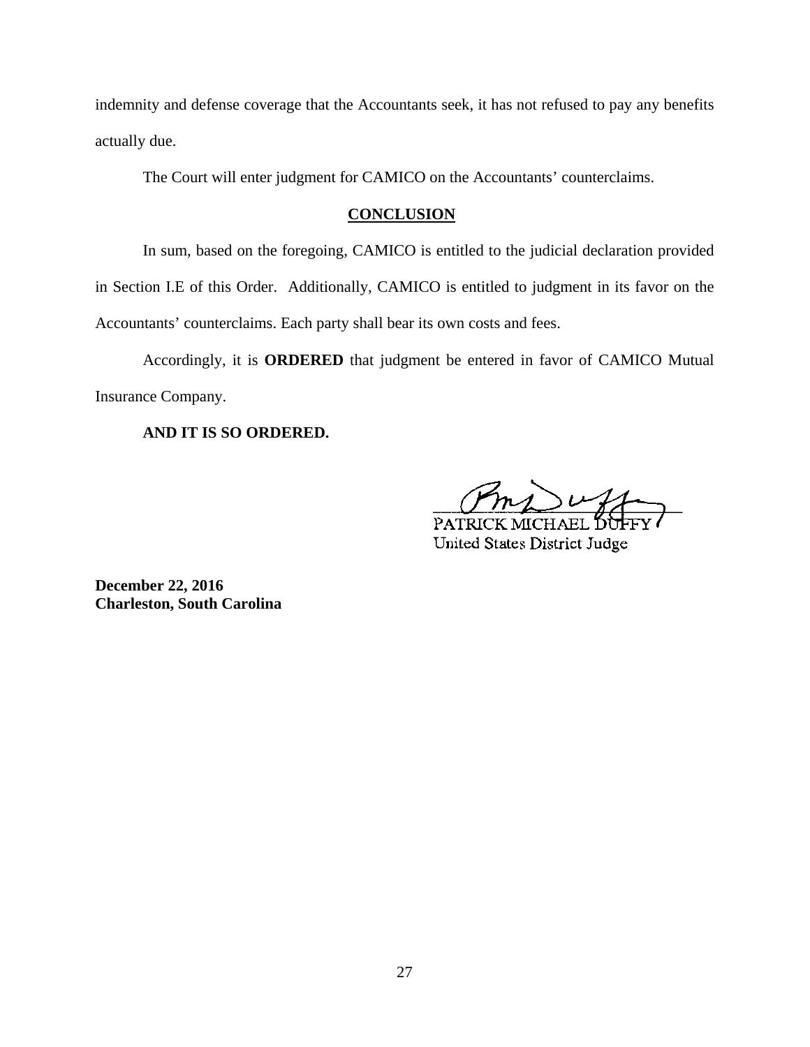indemnity and defense coverage that the Accountants seek, it has not refused to pay any benefits actually due.

The Court will enter judgment for CAMICO on the Accountants' counterclaims.

## CONCLUSION

In sum, based on the foregoing, CAMICO is entitled to the judicial declaration provided in Section I.E of this Order. Additionally, CAMICO is entitled to judgment in its favor on the Accountants' counterclaims. Each party shall bear its own costs and fees.

Accordingly, it is **ORDERED** that judgment be entered in favor of CAMICO Mutual Insurance Company.

**AND IT IS SO ORDERED.**

PATRICK MICHAEL DUFFY
United States District Judge

**December 22, 2016**
**Charleston, South Carolina**